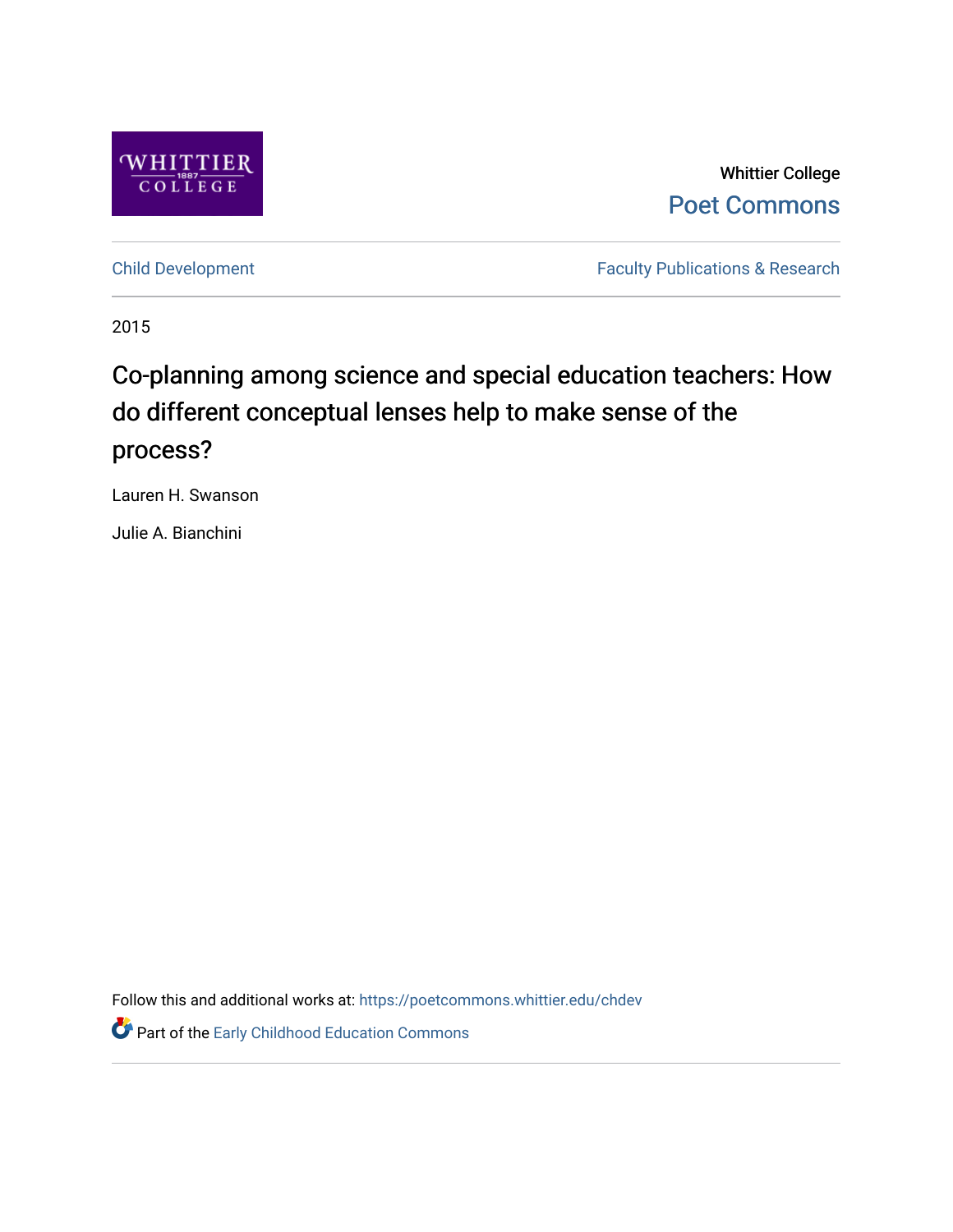Whittier College

Poet Commons

Child Development

Faculty Publications & Research

2015

# Co-planning among science and special education teachers: How do different conceptual lenses help to make sense of the process?

Lauren H. Swanson

Julie A. Bianchini

Follow this and additional works at: https://poetcommons.whittier.edu/chdev

Part of the Early Childhood Education Commons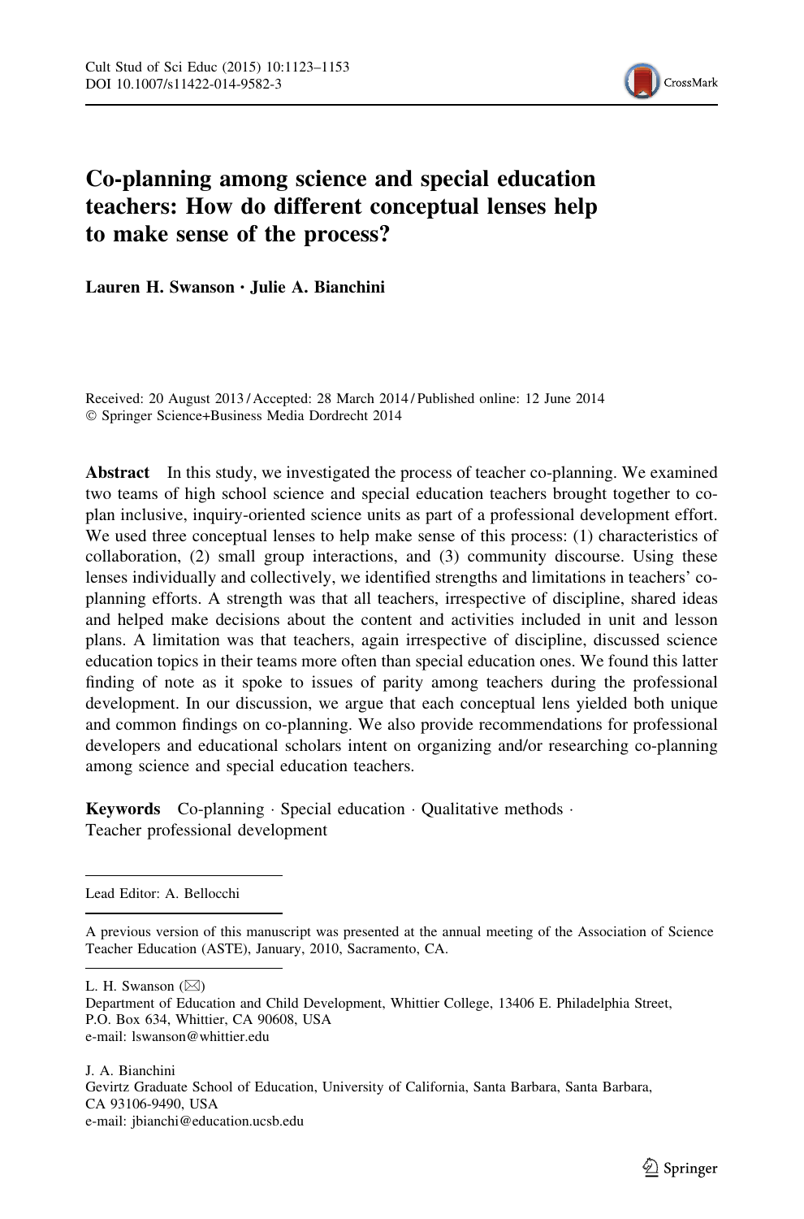# Co-planning among science and special education teachers: How do different conceptual lenses help to make sense of the process?

**Lauren H. Swanson · Julie A. Bianchini**

Received: 20 August 2013 / Accepted: 28 March 2014 / Published online: 12 June 2014
© Springer Science+Business Media Dordrecht 2014

**Abstract** In this study, we investigated the process of teacher co-planning. We examined two teams of high school science and special education teachers brought together to co-plan inclusive, inquiry-oriented science units as part of a professional development effort. We used three conceptual lenses to help make sense of this process: (1) characteristics of collaboration, (2) small group interactions, and (3) community discourse. Using these lenses individually and collectively, we identified strengths and limitations in teachers' co-planning efforts. A strength was that all teachers, irrespective of discipline, shared ideas and helped make decisions about the content and activities included in unit and lesson plans. A limitation was that teachers, again irrespective of discipline, discussed science education topics in their teams more often than special education ones. We found this latter finding of note as it spoke to issues of parity among teachers during the professional development. In our discussion, we argue that each conceptual lens yielded both unique and common findings on co-planning. We also provide recommendations for professional developers and educational scholars intent on organizing and/or researching co-planning among science and special education teachers.

**Keywords** Co-planning · Special education · Qualitative methods · Teacher professional development

---

Lead Editor: A. Bellocchi

---

A previous version of this manuscript was presented at the annual meeting of the Association of Science Teacher Education (ASTE), January, 2010, Sacramento, CA.

---

L. H. Swanson (✉)
Department of Education and Child Development, Whittier College, 13406 E. Philadelphia Street, P.O. Box 634, Whittier, CA 90608, USA
e-mail: lswanson@whittier.edu

J. A. Bianchini
Gevirtz Graduate School of Education, University of California, Santa Barbara, Santa Barbara, CA 93106-9490, USA
e-mail: jbianchi@education.ucsb.edu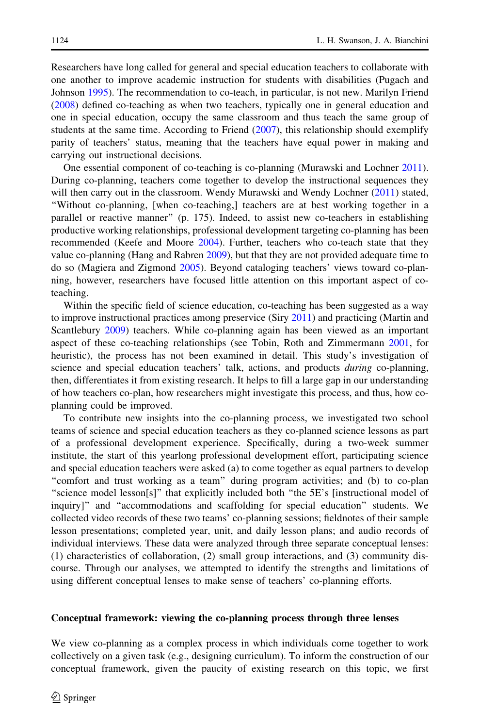Researchers have long called for general and special education teachers to collaborate with one another to improve academic instruction for students with disabilities (Pugach and Johnson 1995). The recommendation to co-teach, in particular, is not new. Marilyn Friend (2008) defined co-teaching as when two teachers, typically one in general education and one in special education, occupy the same classroom and thus teach the same group of students at the same time. According to Friend (2007), this relationship should exemplify parity of teachers' status, meaning that the teachers have equal power in making and carrying out instructional decisions.

One essential component of co-teaching is co-planning (Murawski and Lochner 2011). During co-planning, teachers come together to develop the instructional sequences they will then carry out in the classroom. Wendy Murawski and Wendy Lochner (2011) stated, "Without co-planning, [when co-teaching,] teachers are at best working together in a parallel or reactive manner" (p. 175). Indeed, to assist new co-teachers in establishing productive working relationships, professional development targeting co-planning has been recommended (Keefe and Moore 2004). Further, teachers who co-teach state that they value co-planning (Hang and Rabren 2009), but that they are not provided adequate time to do so (Magiera and Zigmond 2005). Beyond cataloging teachers' views toward co-planning, however, researchers have focused little attention on this important aspect of co-teaching.

Within the specific field of science education, co-teaching has been suggested as a way to improve instructional practices among preservice (Siry 2011) and practicing (Martin and Scantlebury 2009) teachers. While co-planning again has been viewed as an important aspect of these co-teaching relationships (see Tobin, Roth and Zimmermann 2001, for heuristic), the process has not been examined in detail. This study's investigation of science and special education teachers' talk, actions, and products *during* co-planning, then, differentiates it from existing research. It helps to fill a large gap in our understanding of how teachers co-plan, how researchers might investigate this process, and thus, how co-planning could be improved.

To contribute new insights into the co-planning process, we investigated two school teams of science and special education teachers as they co-planned science lessons as part of a professional development experience. Specifically, during a two-week summer institute, the start of this yearlong professional development effort, participating science and special education teachers were asked (a) to come together as equal partners to develop "comfort and trust working as a team" during program activities; and (b) to co-plan "science model lesson[s]" that explicitly included both "the 5E's [instructional model of inquiry]" and "accommodations and scaffolding for special education" students. We collected video records of these two teams' co-planning sessions; fieldnotes of their sample lesson presentations; completed year, unit, and daily lesson plans; and audio records of individual interviews. These data were analyzed through three separate conceptual lenses: (1) characteristics of collaboration, (2) small group interactions, and (3) community discourse. Through our analyses, we attempted to identify the strengths and limitations of using different conceptual lenses to make sense of teachers' co-planning efforts.

## Conceptual framework: viewing the co-planning process through three lenses

We view co-planning as a complex process in which individuals come together to work collectively on a given task (e.g., designing curriculum). To inform the construction of our conceptual framework, given the paucity of existing research on this topic, we first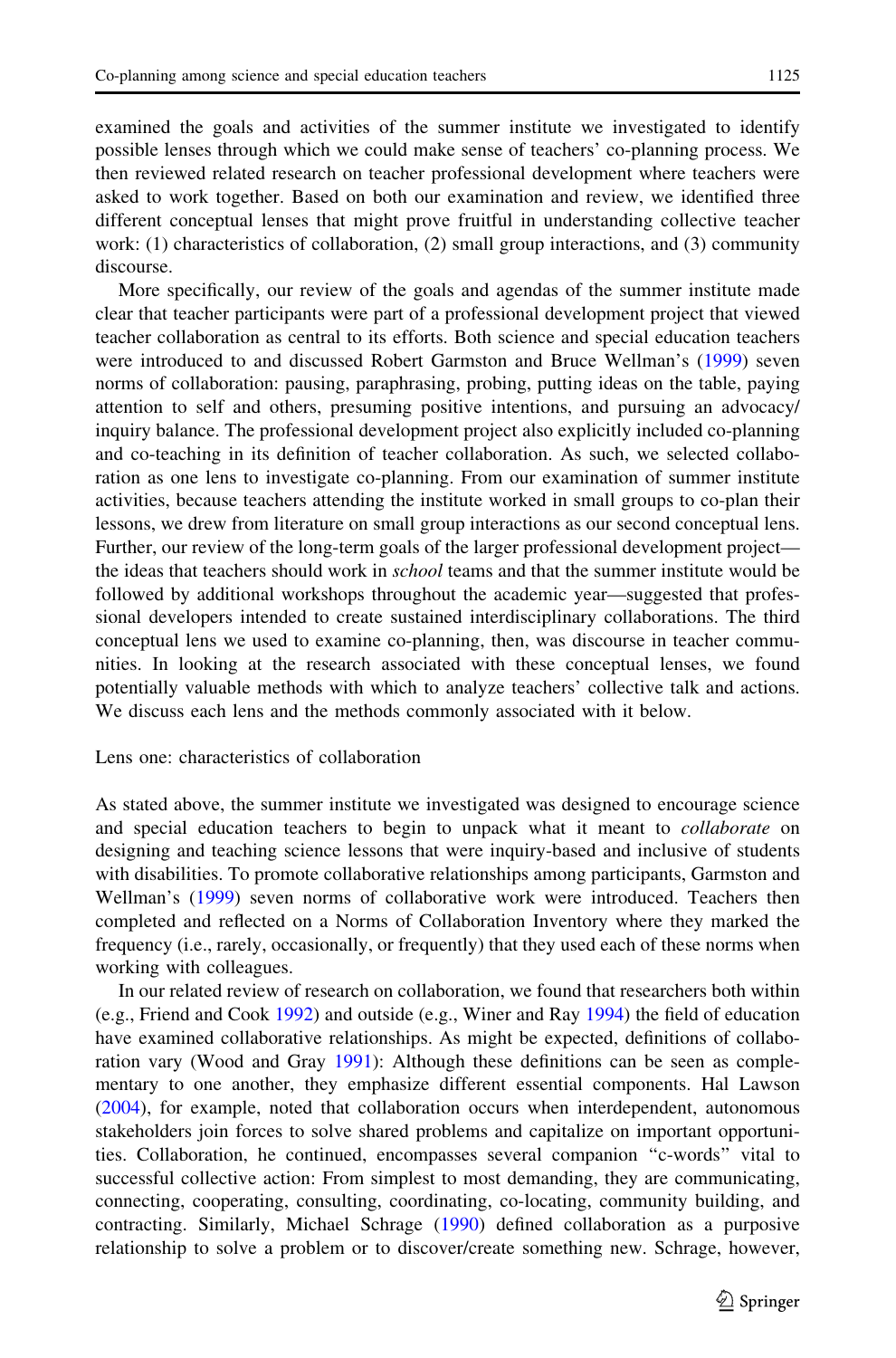examined the goals and activities of the summer institute we investigated to identify possible lenses through which we could make sense of teachers' co-planning process. We then reviewed related research on teacher professional development where teachers were asked to work together. Based on both our examination and review, we identified three different conceptual lenses that might prove fruitful in understanding collective teacher work: (1) characteristics of collaboration, (2) small group interactions, and (3) community discourse.

More specifically, our review of the goals and agendas of the summer institute made clear that teacher participants were part of a professional development project that viewed teacher collaboration as central to its efforts. Both science and special education teachers were introduced to and discussed Robert Garmston and Bruce Wellman's (1999) seven norms of collaboration: pausing, paraphrasing, probing, putting ideas on the table, paying attention to self and others, presuming positive intentions, and pursuing an advocacy/inquiry balance. The professional development project also explicitly included co-planning and co-teaching in its definition of teacher collaboration. As such, we selected collaboration as one lens to investigate co-planning. From our examination of summer institute activities, because teachers attending the institute worked in small groups to co-plan their lessons, we drew from literature on small group interactions as our second conceptual lens. Further, our review of the long-term goals of the larger professional development project—the ideas that teachers should work in *school* teams and that the summer institute would be followed by additional workshops throughout the academic year—suggested that professional developers intended to create sustained interdisciplinary collaborations. The third conceptual lens we used to examine co-planning, then, was discourse in teacher communities. In looking at the research associated with these conceptual lenses, we found potentially valuable methods with which to analyze teachers' collective talk and actions. We discuss each lens and the methods commonly associated with it below.

## Lens one: characteristics of collaboration

As stated above, the summer institute we investigated was designed to encourage science and special education teachers to begin to unpack what it meant to *collaborate* on designing and teaching science lessons that were inquiry-based and inclusive of students with disabilities. To promote collaborative relationships among participants, Garmston and Wellman's (1999) seven norms of collaborative work were introduced. Teachers then completed and reflected on a Norms of Collaboration Inventory where they marked the frequency (i.e., rarely, occasionally, or frequently) that they used each of these norms when working with colleagues.

In our related review of research on collaboration, we found that researchers both within (e.g., Friend and Cook 1992) and outside (e.g., Winer and Ray 1994) the field of education have examined collaborative relationships. As might be expected, definitions of collaboration vary (Wood and Gray 1991): Although these definitions can be seen as complementary to one another, they emphasize different essential components. Hal Lawson (2004), for example, noted that collaboration occurs when interdependent, autonomous stakeholders join forces to solve shared problems and capitalize on important opportunities. Collaboration, he continued, encompasses several companion "c-words" vital to successful collective action: From simplest to most demanding, they are communicating, connecting, cooperating, consulting, coordinating, co-locating, community building, and contracting. Similarly, Michael Schrage (1990) defined collaboration as a purposive relationship to solve a problem or to discover/create something new. Schrage, however,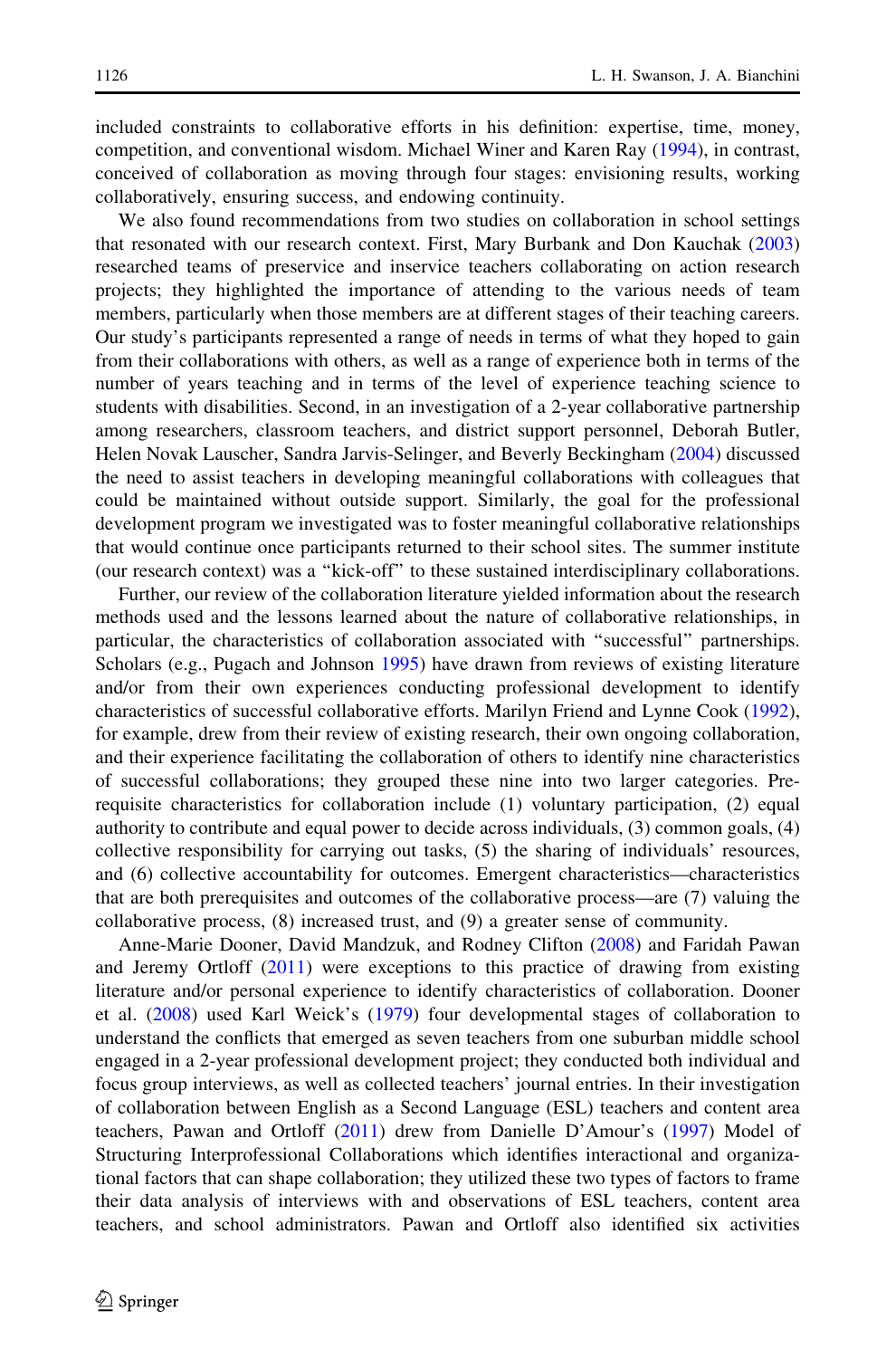included constraints to collaborative efforts in his definition: expertise, time, money, competition, and conventional wisdom. Michael Winer and Karen Ray (1994), in contrast, conceived of collaboration as moving through four stages: envisioning results, working collaboratively, ensuring success, and endowing continuity.

We also found recommendations from two studies on collaboration in school settings that resonated with our research context. First, Mary Burbank and Don Kauchak (2003) researched teams of preservice and inservice teachers collaborating on action research projects; they highlighted the importance of attending to the various needs of team members, particularly when those members are at different stages of their teaching careers. Our study's participants represented a range of needs in terms of what they hoped to gain from their collaborations with others, as well as a range of experience both in terms of the number of years teaching and in terms of the level of experience teaching science to students with disabilities. Second, in an investigation of a 2-year collaborative partnership among researchers, classroom teachers, and district support personnel, Deborah Butler, Helen Novak Lauscher, Sandra Jarvis-Selinger, and Beverly Beckingham (2004) discussed the need to assist teachers in developing meaningful collaborations with colleagues that could be maintained without outside support. Similarly, the goal for the professional development program we investigated was to foster meaningful collaborative relationships that would continue once participants returned to their school sites. The summer institute (our research context) was a "kick-off" to these sustained interdisciplinary collaborations.

Further, our review of the collaboration literature yielded information about the research methods used and the lessons learned about the nature of collaborative relationships, in particular, the characteristics of collaboration associated with "successful" partnerships. Scholars (e.g., Pugach and Johnson 1995) have drawn from reviews of existing literature and/or from their own experiences conducting professional development to identify characteristics of successful collaborative efforts. Marilyn Friend and Lynne Cook (1992), for example, drew from their review of existing research, their own ongoing collaboration, and their experience facilitating the collaboration of others to identify nine characteristics of successful collaborations; they grouped these nine into two larger categories. Prerequisite characteristics for collaboration include (1) voluntary participation, (2) equal authority to contribute and equal power to decide across individuals, (3) common goals, (4) collective responsibility for carrying out tasks, (5) the sharing of individuals' resources, and (6) collective accountability for outcomes. Emergent characteristics—characteristics that are both prerequisites and outcomes of the collaborative process—are (7) valuing the collaborative process, (8) increased trust, and (9) a greater sense of community.

Anne-Marie Dooner, David Mandzuk, and Rodney Clifton (2008) and Faridah Pawan and Jeremy Ortloff (2011) were exceptions to this practice of drawing from existing literature and/or personal experience to identify characteristics of collaboration. Dooner et al. (2008) used Karl Weick's (1979) four developmental stages of collaboration to understand the conflicts that emerged as seven teachers from one suburban middle school engaged in a 2-year professional development project; they conducted both individual and focus group interviews, as well as collected teachers' journal entries. In their investigation of collaboration between English as a Second Language (ESL) teachers and content area teachers, Pawan and Ortloff (2011) drew from Danielle D'Amour's (1997) Model of Structuring Interprofessional Collaborations which identifies interactional and organizational factors that can shape collaboration; they utilized these two types of factors to frame their data analysis of interviews with and observations of ESL teachers, content area teachers, and school administrators. Pawan and Ortloff also identified six activities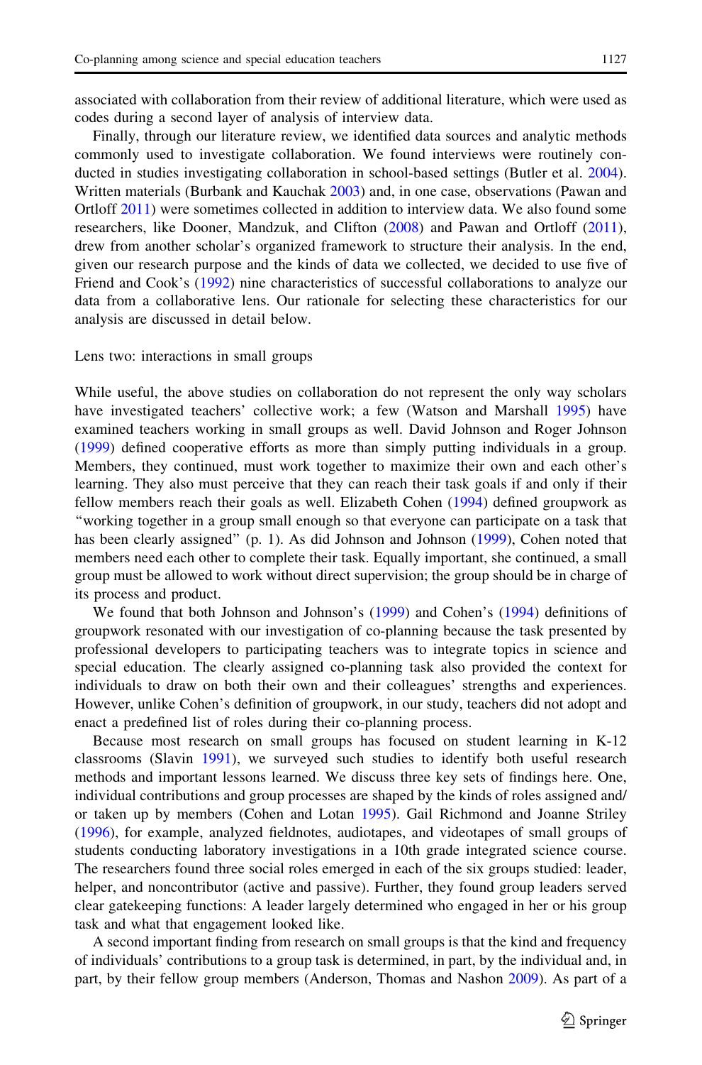associated with collaboration from their review of additional literature, which were used as codes during a second layer of analysis of interview data.

Finally, through our literature review, we identified data sources and analytic methods commonly used to investigate collaboration. We found interviews were routinely conducted in studies investigating collaboration in school-based settings (Butler et al. 2004). Written materials (Burbank and Kauchak 2003) and, in one case, observations (Pawan and Ortloff 2011) were sometimes collected in addition to interview data. We also found some researchers, like Dooner, Mandzuk, and Clifton (2008) and Pawan and Ortloff (2011), drew from another scholar's organized framework to structure their analysis. In the end, given our research purpose and the kinds of data we collected, we decided to use five of Friend and Cook's (1992) nine characteristics of successful collaborations to analyze our data from a collaborative lens. Our rationale for selecting these characteristics for our analysis are discussed in detail below.

### Lens two: interactions in small groups

While useful, the above studies on collaboration do not represent the only way scholars have investigated teachers' collective work; a few (Watson and Marshall 1995) have examined teachers working in small groups as well. David Johnson and Roger Johnson (1999) defined cooperative efforts as more than simply putting individuals in a group. Members, they continued, must work together to maximize their own and each other's learning. They also must perceive that they can reach their task goals if and only if their fellow members reach their goals as well. Elizabeth Cohen (1994) defined groupwork as "working together in a group small enough so that everyone can participate on a task that has been clearly assigned" (p. 1). As did Johnson and Johnson (1999), Cohen noted that members need each other to complete their task. Equally important, she continued, a small group must be allowed to work without direct supervision; the group should be in charge of its process and product.

We found that both Johnson and Johnson's (1999) and Cohen's (1994) definitions of groupwork resonated with our investigation of co-planning because the task presented by professional developers to participating teachers was to integrate topics in science and special education. The clearly assigned co-planning task also provided the context for individuals to draw on both their own and their colleagues' strengths and experiences. However, unlike Cohen's definition of groupwork, in our study, teachers did not adopt and enact a predefined list of roles during their co-planning process.

Because most research on small groups has focused on student learning in K-12 classrooms (Slavin 1991), we surveyed such studies to identify both useful research methods and important lessons learned. We discuss three key sets of findings here. One, individual contributions and group processes are shaped by the kinds of roles assigned and/or taken up by members (Cohen and Lotan 1995). Gail Richmond and Joanne Striley (1996), for example, analyzed fieldnotes, audiotapes, and videotapes of small groups of students conducting laboratory investigations in a 10th grade integrated science course. The researchers found three social roles emerged in each of the six groups studied: leader, helper, and noncontributor (active and passive). Further, they found group leaders served clear gatekeeping functions: A leader largely determined who engaged in her or his group task and what that engagement looked like.

A second important finding from research on small groups is that the kind and frequency of individuals' contributions to a group task is determined, in part, by the individual and, in part, by their fellow group members (Anderson, Thomas and Nashon 2009). As part of a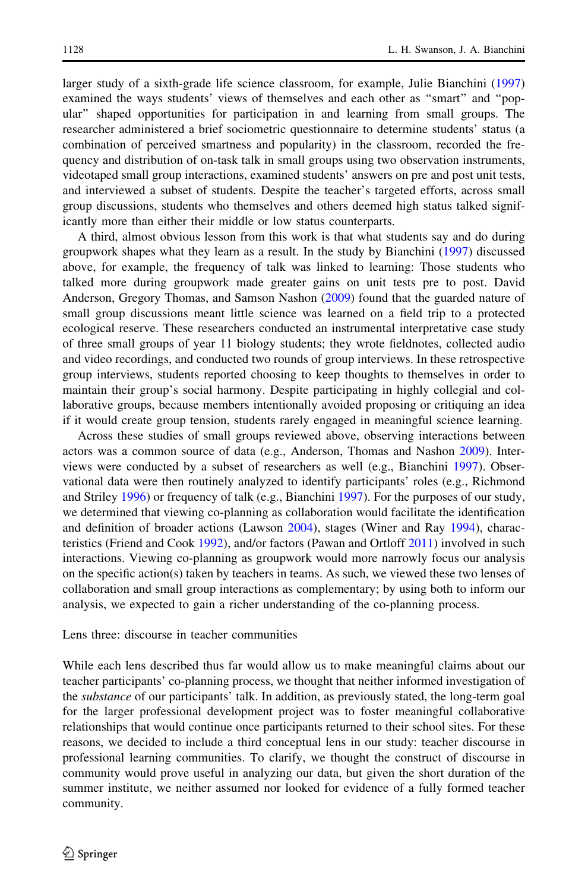larger study of a sixth-grade life science classroom, for example, Julie Bianchini (1997) examined the ways students' views of themselves and each other as "smart" and "popular" shaped opportunities for participation in and learning from small groups. The researcher administered a brief sociometric questionnaire to determine students' status (a combination of perceived smartness and popularity) in the classroom, recorded the frequency and distribution of on-task talk in small groups using two observation instruments, videotaped small group interactions, examined students' answers on pre and post unit tests, and interviewed a subset of students. Despite the teacher's targeted efforts, across small group discussions, students who themselves and others deemed high status talked significantly more than either their middle or low status counterparts.

A third, almost obvious lesson from this work is that what students say and do during groupwork shapes what they learn as a result. In the study by Bianchini (1997) discussed above, for example, the frequency of talk was linked to learning: Those students who talked more during groupwork made greater gains on unit tests pre to post. David Anderson, Gregory Thomas, and Samson Nashon (2009) found that the guarded nature of small group discussions meant little science was learned on a field trip to a protected ecological reserve. These researchers conducted an instrumental interpretative case study of three small groups of year 11 biology students; they wrote fieldnotes, collected audio and video recordings, and conducted two rounds of group interviews. In these retrospective group interviews, students reported choosing to keep thoughts to themselves in order to maintain their group's social harmony. Despite participating in highly collegial and collaborative groups, because members intentionally avoided proposing or critiquing an idea if it would create group tension, students rarely engaged in meaningful science learning.

Across these studies of small groups reviewed above, observing interactions between actors was a common source of data (e.g., Anderson, Thomas and Nashon 2009). Interviews were conducted by a subset of researchers as well (e.g., Bianchini 1997). Observational data were then routinely analyzed to identify participants' roles (e.g., Richmond and Striley 1996) or frequency of talk (e.g., Bianchini 1997). For the purposes of our study, we determined that viewing co-planning as collaboration would facilitate the identification and definition of broader actions (Lawson 2004), stages (Winer and Ray 1994), characteristics (Friend and Cook 1992), and/or factors (Pawan and Ortloff 2011) involved in such interactions. Viewing co-planning as groupwork would more narrowly focus our analysis on the specific action(s) taken by teachers in teams. As such, we viewed these two lenses of collaboration and small group interactions as complementary; by using both to inform our analysis, we expected to gain a richer understanding of the co-planning process.

### Lens three: discourse in teacher communities

While each lens described thus far would allow us to make meaningful claims about our teacher participants' co-planning process, we thought that neither informed investigation of the *substance* of our participants' talk. In addition, as previously stated, the long-term goal for the larger professional development project was to foster meaningful collaborative relationships that would continue once participants returned to their school sites. For these reasons, we decided to include a third conceptual lens in our study: teacher discourse in professional learning communities. To clarify, we thought the construct of discourse in community would prove useful in analyzing our data, but given the short duration of the summer institute, we neither assumed nor looked for evidence of a fully formed teacher community.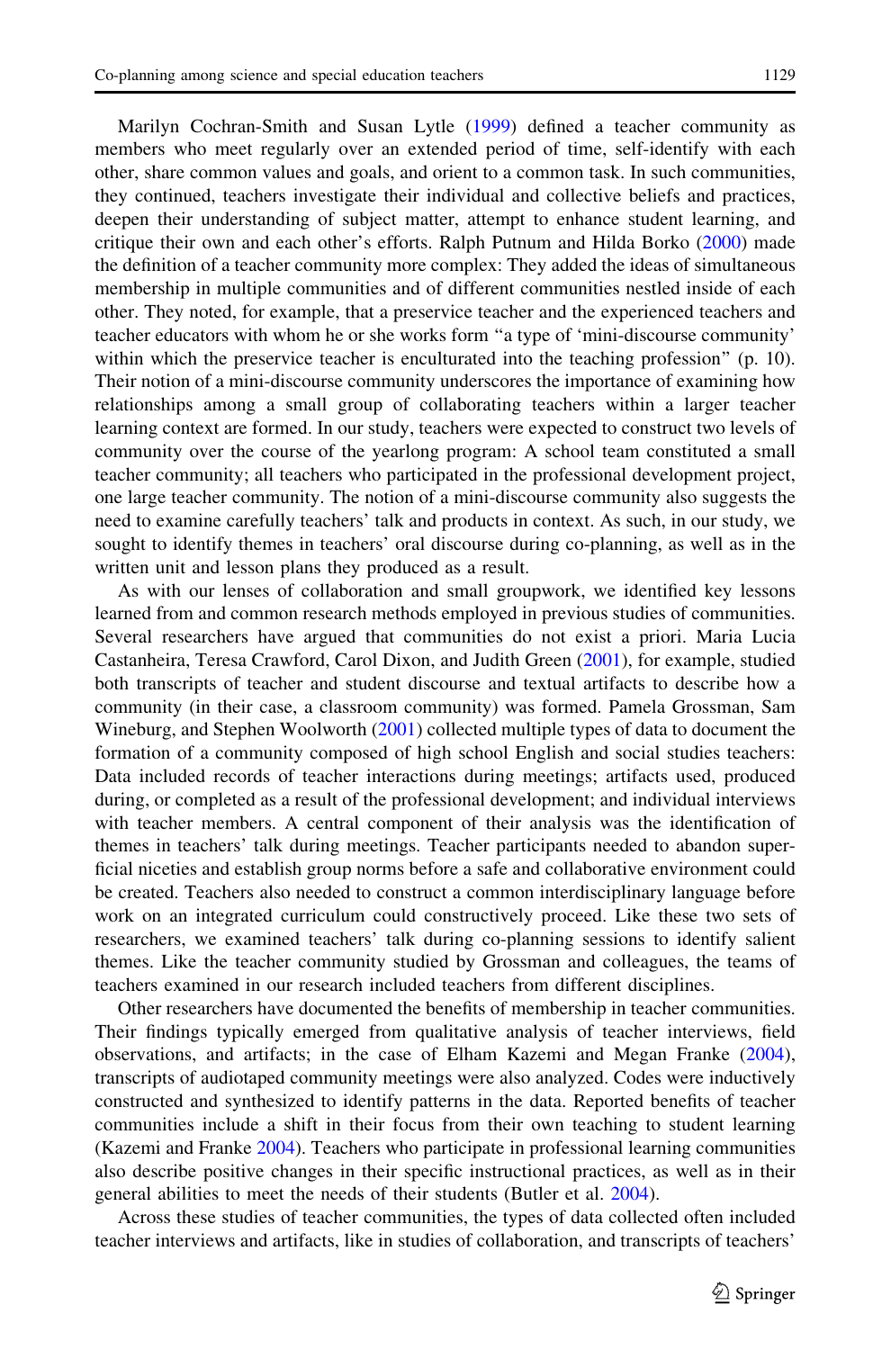Marilyn Cochran-Smith and Susan Lytle (1999) defined a teacher community as members who meet regularly over an extended period of time, self-identify with each other, share common values and goals, and orient to a common task. In such communities, they continued, teachers investigate their individual and collective beliefs and practices, deepen their understanding of subject matter, attempt to enhance student learning, and critique their own and each other's efforts. Ralph Putnum and Hilda Borko (2000) made the definition of a teacher community more complex: They added the ideas of simultaneous membership in multiple communities and of different communities nestled inside of each other. They noted, for example, that a preservice teacher and the experienced teachers and teacher educators with whom he or she works form "a type of 'mini-discourse community' within which the preservice teacher is enculturated into the teaching profession" (p. 10). Their notion of a mini-discourse community underscores the importance of examining how relationships among a small group of collaborating teachers within a larger teacher learning context are formed. In our study, teachers were expected to construct two levels of community over the course of the yearlong program: A school team constituted a small teacher community; all teachers who participated in the professional development project, one large teacher community. The notion of a mini-discourse community also suggests the need to examine carefully teachers' talk and products in context. As such, in our study, we sought to identify themes in teachers' oral discourse during co-planning, as well as in the written unit and lesson plans they produced as a result.

As with our lenses of collaboration and small groupwork, we identified key lessons learned from and common research methods employed in previous studies of communities. Several researchers have argued that communities do not exist a priori. Maria Lucia Castanheira, Teresa Crawford, Carol Dixon, and Judith Green (2001), for example, studied both transcripts of teacher and student discourse and textual artifacts to describe how a community (in their case, a classroom community) was formed. Pamela Grossman, Sam Wineburg, and Stephen Woolworth (2001) collected multiple types of data to document the formation of a community composed of high school English and social studies teachers: Data included records of teacher interactions during meetings; artifacts used, produced during, or completed as a result of the professional development; and individual interviews with teacher members. A central component of their analysis was the identification of themes in teachers' talk during meetings. Teacher participants needed to abandon superficial niceties and establish group norms before a safe and collaborative environment could be created. Teachers also needed to construct a common interdisciplinary language before work on an integrated curriculum could constructively proceed. Like these two sets of researchers, we examined teachers' talk during co-planning sessions to identify salient themes. Like the teacher community studied by Grossman and colleagues, the teams of teachers examined in our research included teachers from different disciplines.

Other researchers have documented the benefits of membership in teacher communities. Their findings typically emerged from qualitative analysis of teacher interviews, field observations, and artifacts; in the case of Elham Kazemi and Megan Franke (2004), transcripts of audiotaped community meetings were also analyzed. Codes were inductively constructed and synthesized to identify patterns in the data. Reported benefits of teacher communities include a shift in their focus from their own teaching to student learning (Kazemi and Franke 2004). Teachers who participate in professional learning communities also describe positive changes in their specific instructional practices, as well as in their general abilities to meet the needs of their students (Butler et al. 2004).

Across these studies of teacher communities, the types of data collected often included teacher interviews and artifacts, like in studies of collaboration, and transcripts of teachers'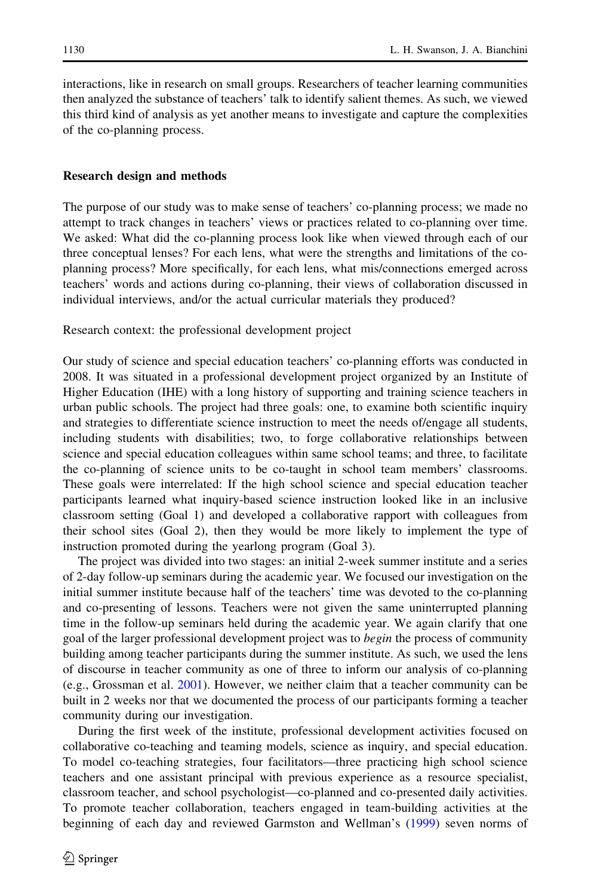interactions, like in research on small groups. Researchers of teacher learning communities then analyzed the substance of teachers' talk to identify salient themes. As such, we viewed this third kind of analysis as yet another means to investigate and capture the complexities of the co-planning process.

## Research design and methods

The purpose of our study was to make sense of teachers' co-planning process; we made no attempt to track changes in teachers' views or practices related to co-planning over time. We asked: What did the co-planning process look like when viewed through each of our three conceptual lenses? For each lens, what were the strengths and limitations of the co-planning process? More specifically, for each lens, what mis/connections emerged across teachers' words and actions during co-planning, their views of collaboration discussed in individual interviews, and/or the actual curricular materials they produced?

### Research context: the professional development project

Our study of science and special education teachers' co-planning efforts was conducted in 2008. It was situated in a professional development project organized by an Institute of Higher Education (IHE) with a long history of supporting and training science teachers in urban public schools. The project had three goals: one, to examine both scientific inquiry and strategies to differentiate science instruction to meet the needs of/engage all students, including students with disabilities; two, to forge collaborative relationships between science and special education colleagues within same school teams; and three, to facilitate the co-planning of science units to be co-taught in school team members' classrooms. These goals were interrelated: If the high school science and special education teacher participants learned what inquiry-based science instruction looked like in an inclusive classroom setting (Goal 1) and developed a collaborative rapport with colleagues from their school sites (Goal 2), then they would be more likely to implement the type of instruction promoted during the yearlong program (Goal 3).

The project was divided into two stages: an initial 2-week summer institute and a series of 2-day follow-up seminars during the academic year. We focused our investigation on the initial summer institute because half of the teachers' time was devoted to the co-planning and co-presenting of lessons. Teachers were not given the same uninterrupted planning time in the follow-up seminars held during the academic year. We again clarify that one goal of the larger professional development project was to *begin* the process of community building among teacher participants during the summer institute. As such, we used the lens of discourse in teacher community as one of three to inform our analysis of co-planning (e.g., Grossman et al. 2001). However, we neither claim that a teacher community can be built in 2 weeks nor that we documented the process of our participants forming a teacher community during our investigation.

During the first week of the institute, professional development activities focused on collaborative co-teaching and teaming models, science as inquiry, and special education. To model co-teaching strategies, four facilitators—three practicing high school science teachers and one assistant principal with previous experience as a resource specialist, classroom teacher, and school psychologist—co-planned and co-presented daily activities. To promote teacher collaboration, teachers engaged in team-building activities at the beginning of each day and reviewed Garmston and Wellman's (1999) seven norms of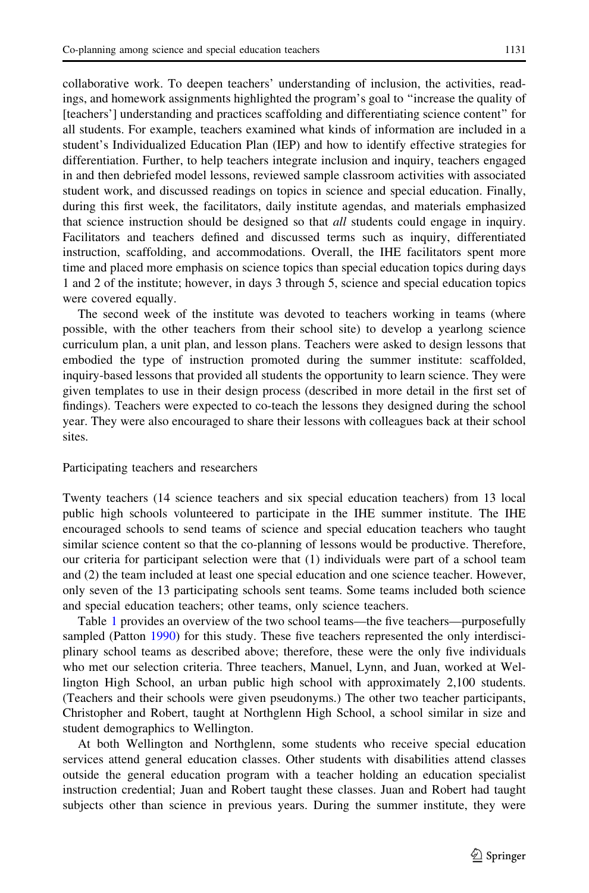collaborative work. To deepen teachers' understanding of inclusion, the activities, readings, and homework assignments highlighted the program's goal to "increase the quality of [teachers'] understanding and practices scaffolding and differentiating science content" for all students. For example, teachers examined what kinds of information are included in a student's Individualized Education Plan (IEP) and how to identify effective strategies for differentiation. Further, to help teachers integrate inclusion and inquiry, teachers engaged in and then debriefed model lessons, reviewed sample classroom activities with associated student work, and discussed readings on topics in science and special education. Finally, during this first week, the facilitators, daily institute agendas, and materials emphasized that science instruction should be designed so that *all* students could engage in inquiry. Facilitators and teachers defined and discussed terms such as inquiry, differentiated instruction, scaffolding, and accommodations. Overall, the IHE facilitators spent more time and placed more emphasis on science topics than special education topics during days 1 and 2 of the institute; however, in days 3 through 5, science and special education topics were covered equally.

The second week of the institute was devoted to teachers working in teams (where possible, with the other teachers from their school site) to develop a yearlong science curriculum plan, a unit plan, and lesson plans. Teachers were asked to design lessons that embodied the type of instruction promoted during the summer institute: scaffolded, inquiry-based lessons that provided all students the opportunity to learn science. They were given templates to use in their design process (described in more detail in the first set of findings). Teachers were expected to co-teach the lessons they designed during the school year. They were also encouraged to share their lessons with colleagues back at their school sites.

## Participating teachers and researchers

Twenty teachers (14 science teachers and six special education teachers) from 13 local public high schools volunteered to participate in the IHE summer institute. The IHE encouraged schools to send teams of science and special education teachers who taught similar science content so that the co-planning of lessons would be productive. Therefore, our criteria for participant selection were that (1) individuals were part of a school team and (2) the team included at least one special education and one science teacher. However, only seven of the 13 participating schools sent teams. Some teams included both science and special education teachers; other teams, only science teachers.

Table 1 provides an overview of the two school teams—the five teachers—purposefully sampled (Patton 1990) for this study. These five teachers represented the only interdisciplinary school teams as described above; therefore, these were the only five individuals who met our selection criteria. Three teachers, Manuel, Lynn, and Juan, worked at Wellington High School, an urban public high school with approximately 2,100 students. (Teachers and their schools were given pseudonyms.) The other two teacher participants, Christopher and Robert, taught at Northglenn High School, a school similar in size and student demographics to Wellington.

At both Wellington and Northglenn, some students who receive special education services attend general education classes. Other students with disabilities attend classes outside the general education program with a teacher holding an education specialist instruction credential; Juan and Robert taught these classes. Juan and Robert had taught subjects other than science in previous years. During the summer institute, they were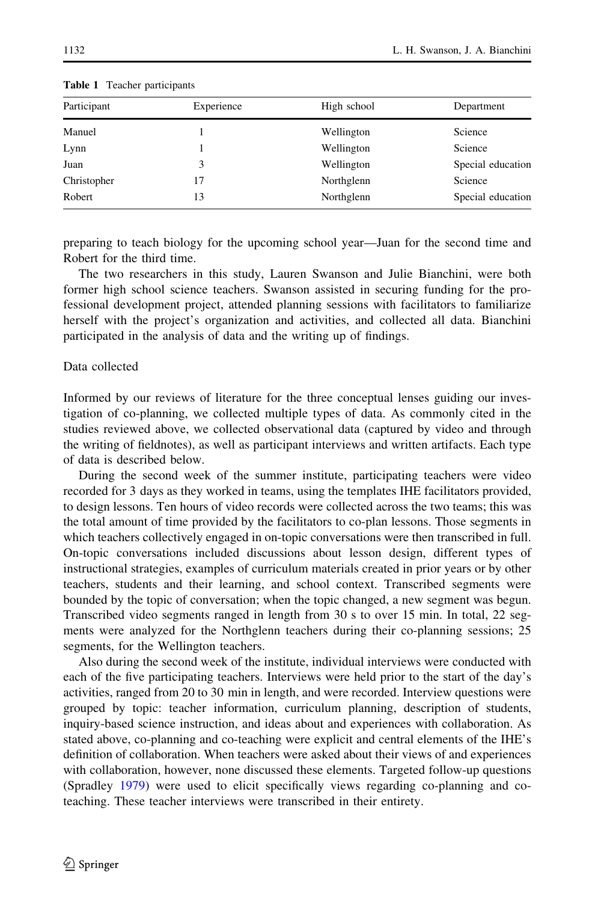**Table 1** Teacher participants

| Participant | Experience | High school | Department |
|---|---|---|---|
| Manuel | 1 | Wellington | Science |
| Lynn | 1 | Wellington | Science |
| Juan | 3 | Wellington | Special education |
| Christopher | 17 | Northglenn | Science |
| Robert | 13 | Northglenn | Special education |

preparing to teach biology for the upcoming school year—Juan for the second time and Robert for the third time.

The two researchers in this study, Lauren Swanson and Julie Bianchini, were both former high school science teachers. Swanson assisted in securing funding for the professional development project, attended planning sessions with facilitators to familiarize herself with the project's organization and activities, and collected all data. Bianchini participated in the analysis of data and the writing up of findings.

Data collected

Informed by our reviews of literature for the three conceptual lenses guiding our investigation of co-planning, we collected multiple types of data. As commonly cited in the studies reviewed above, we collected observational data (captured by video and through the writing of fieldnotes), as well as participant interviews and written artifacts. Each type of data is described below.

During the second week of the summer institute, participating teachers were video recorded for 3 days as they worked in teams, using the templates IHE facilitators provided, to design lessons. Ten hours of video records were collected across the two teams; this was the total amount of time provided by the facilitators to co-plan lessons. Those segments in which teachers collectively engaged in on-topic conversations were then transcribed in full. On-topic conversations included discussions about lesson design, different types of instructional strategies, examples of curriculum materials created in prior years or by other teachers, students and their learning, and school context. Transcribed segments were bounded by the topic of conversation; when the topic changed, a new segment was begun. Transcribed video segments ranged in length from 30 s to over 15 min. In total, 22 segments were analyzed for the Northglenn teachers during their co-planning sessions; 25 segments, for the Wellington teachers.

Also during the second week of the institute, individual interviews were conducted with each of the five participating teachers. Interviews were held prior to the start of the day's activities, ranged from 20 to 30 min in length, and were recorded. Interview questions were grouped by topic: teacher information, curriculum planning, description of students, inquiry-based science instruction, and ideas about and experiences with collaboration. As stated above, co-planning and co-teaching were explicit and central elements of the IHE's definition of collaboration. When teachers were asked about their views of and experiences with collaboration, however, none discussed these elements. Targeted follow-up questions (Spradley 1979) were used to elicit specifically views regarding co-planning and co-teaching. These teacher interviews were transcribed in their entirety.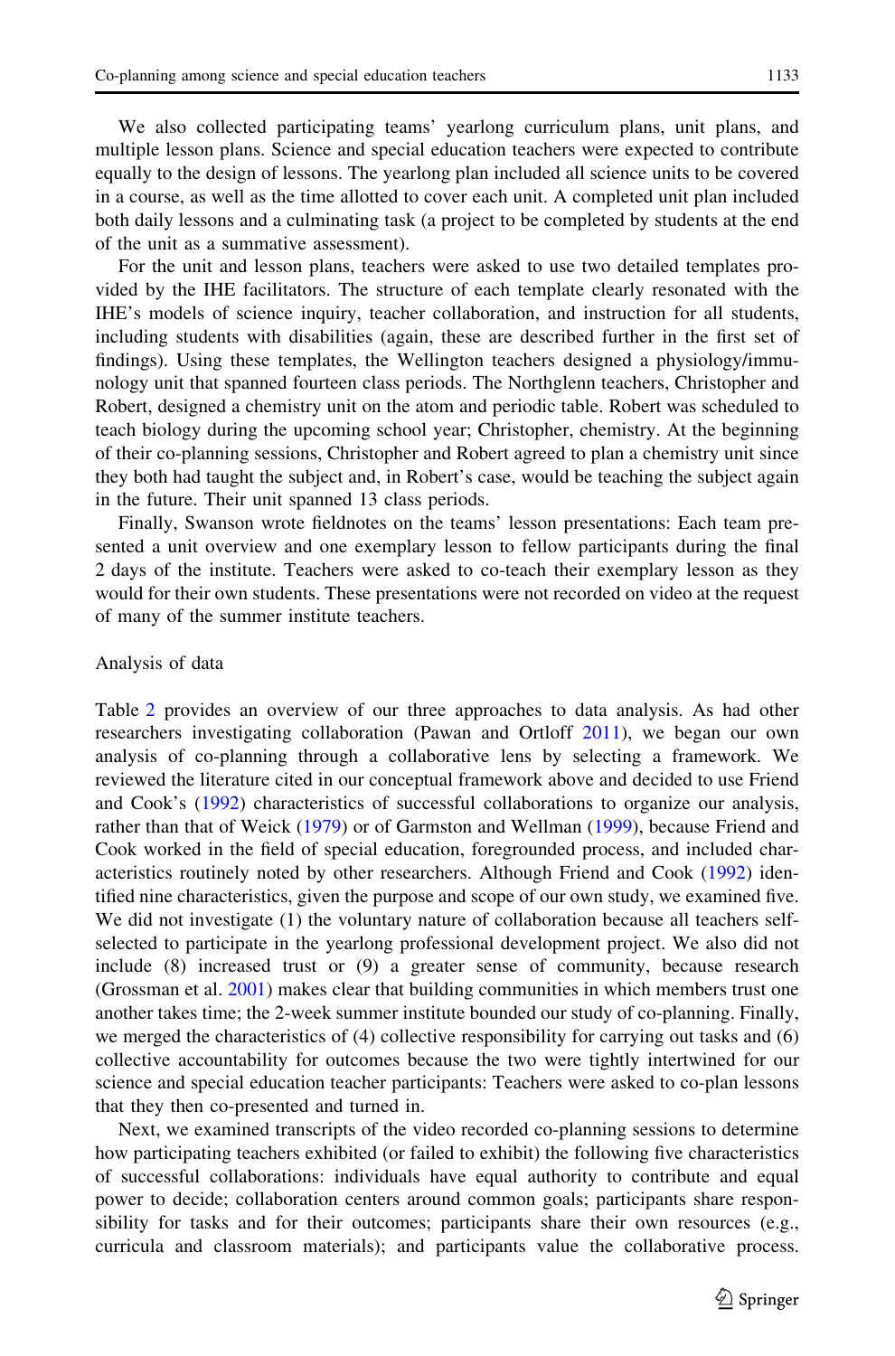We also collected participating teams' yearlong curriculum plans, unit plans, and multiple lesson plans. Science and special education teachers were expected to contribute equally to the design of lessons. The yearlong plan included all science units to be covered in a course, as well as the time allotted to cover each unit. A completed unit plan included both daily lessons and a culminating task (a project to be completed by students at the end of the unit as a summative assessment).

For the unit and lesson plans, teachers were asked to use two detailed templates provided by the IHE facilitators. The structure of each template clearly resonated with the IHE's models of science inquiry, teacher collaboration, and instruction for all students, including students with disabilities (again, these are described further in the first set of findings). Using these templates, the Wellington teachers designed a physiology/immunology unit that spanned fourteen class periods. The Northglenn teachers, Christopher and Robert, designed a chemistry unit on the atom and periodic table. Robert was scheduled to teach biology during the upcoming school year; Christopher, chemistry. At the beginning of their co-planning sessions, Christopher and Robert agreed to plan a chemistry unit since they both had taught the subject and, in Robert's case, would be teaching the subject again in the future. Their unit spanned 13 class periods.

Finally, Swanson wrote fieldnotes on the teams' lesson presentations: Each team presented a unit overview and one exemplary lesson to fellow participants during the final 2 days of the institute. Teachers were asked to co-teach their exemplary lesson as they would for their own students. These presentations were not recorded on video at the request of many of the summer institute teachers.

### Analysis of data

Table 2 provides an overview of our three approaches to data analysis. As had other researchers investigating collaboration (Pawan and Ortloff 2011), we began our own analysis of co-planning through a collaborative lens by selecting a framework. We reviewed the literature cited in our conceptual framework above and decided to use Friend and Cook's (1992) characteristics of successful collaborations to organize our analysis, rather than that of Weick (1979) or of Garmston and Wellman (1999), because Friend and Cook worked in the field of special education, foregrounded process, and included characteristics routinely noted by other researchers. Although Friend and Cook (1992) identified nine characteristics, given the purpose and scope of our own study, we examined five. We did not investigate (1) the voluntary nature of collaboration because all teachers self-selected to participate in the yearlong professional development project. We also did not include (8) increased trust or (9) a greater sense of community, because research (Grossman et al. 2001) makes clear that building communities in which members trust one another takes time; the 2-week summer institute bounded our study of co-planning. Finally, we merged the characteristics of (4) collective responsibility for carrying out tasks and (6) collective accountability for outcomes because the two were tightly intertwined for our science and special education teacher participants: Teachers were asked to co-plan lessons that they then co-presented and turned in.

Next, we examined transcripts of the video recorded co-planning sessions to determine how participating teachers exhibited (or failed to exhibit) the following five characteristics of successful collaborations: individuals have equal authority to contribute and equal power to decide; collaboration centers around common goals; participants share responsibility for tasks and for their outcomes; participants share their own resources (e.g., curricula and classroom materials); and participants value the collaborative process.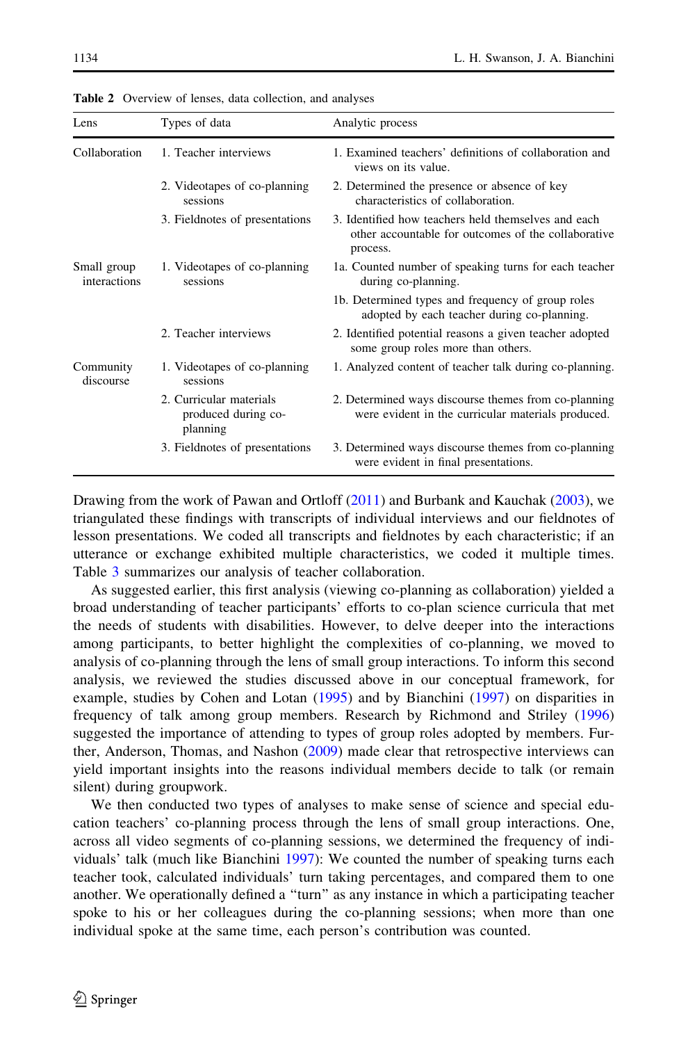**Table 2** Overview of lenses, data collection, and analyses

| Lens | Types of data | Analytic process |
|---|---|---|
| Collaboration | 1. Teacher interviews | 1. Examined teachers' definitions of collaboration and views on its value. |
| | 2. Videotapes of co-planning sessions | 2. Determined the presence or absence of key characteristics of collaboration. |
| | 3. Fieldnotes of presentations | 3. Identified how teachers held themselves and each other accountable for outcomes of the collaborative process. |
| Small group interactions | 1. Videotapes of co-planning sessions | 1a. Counted number of speaking turns for each teacher during co-planning. |
| | | 1b. Determined types and frequency of group roles adopted by each teacher during co-planning. |
| | 2. Teacher interviews | 2. Identified potential reasons a given teacher adopted some group roles more than others. |
| Community discourse | 1. Videotapes of co-planning sessions | 1. Analyzed content of teacher talk during co-planning. |
| | 2. Curricular materials produced during co-planning | 2. Determined ways discourse themes from co-planning were evident in the curricular materials produced. |
| | 3. Fieldnotes of presentations | 3. Determined ways discourse themes from co-planning were evident in final presentations. |

Drawing from the work of Pawan and Ortloff (2011) and Burbank and Kauchak (2003), we triangulated these findings with transcripts of individual interviews and our fieldnotes of lesson presentations. We coded all transcripts and fieldnotes by each characteristic; if an utterance or exchange exhibited multiple characteristics, we coded it multiple times. Table 3 summarizes our analysis of teacher collaboration.

As suggested earlier, this first analysis (viewing co-planning as collaboration) yielded a broad understanding of teacher participants' efforts to co-plan science curricula that met the needs of students with disabilities. However, to delve deeper into the interactions among participants, to better highlight the complexities of co-planning, we moved to analysis of co-planning through the lens of small group interactions. To inform this second analysis, we reviewed the studies discussed above in our conceptual framework, for example, studies by Cohen and Lotan (1995) and by Bianchini (1997) on disparities in frequency of talk among group members. Research by Richmond and Striley (1996) suggested the importance of attending to types of group roles adopted by members. Further, Anderson, Thomas, and Nashon (2009) made clear that retrospective interviews can yield important insights into the reasons individual members decide to talk (or remain silent) during groupwork.

We then conducted two types of analyses to make sense of science and special education teachers' co-planning process through the lens of small group interactions. One, across all video segments of co-planning sessions, we determined the frequency of individuals' talk (much like Bianchini 1997): We counted the number of speaking turns each teacher took, calculated individuals' turn taking percentages, and compared them to one another. We operationally defined a "turn" as any instance in which a participating teacher spoke to his or her colleagues during the co-planning sessions; when more than one individual spoke at the same time, each person's contribution was counted.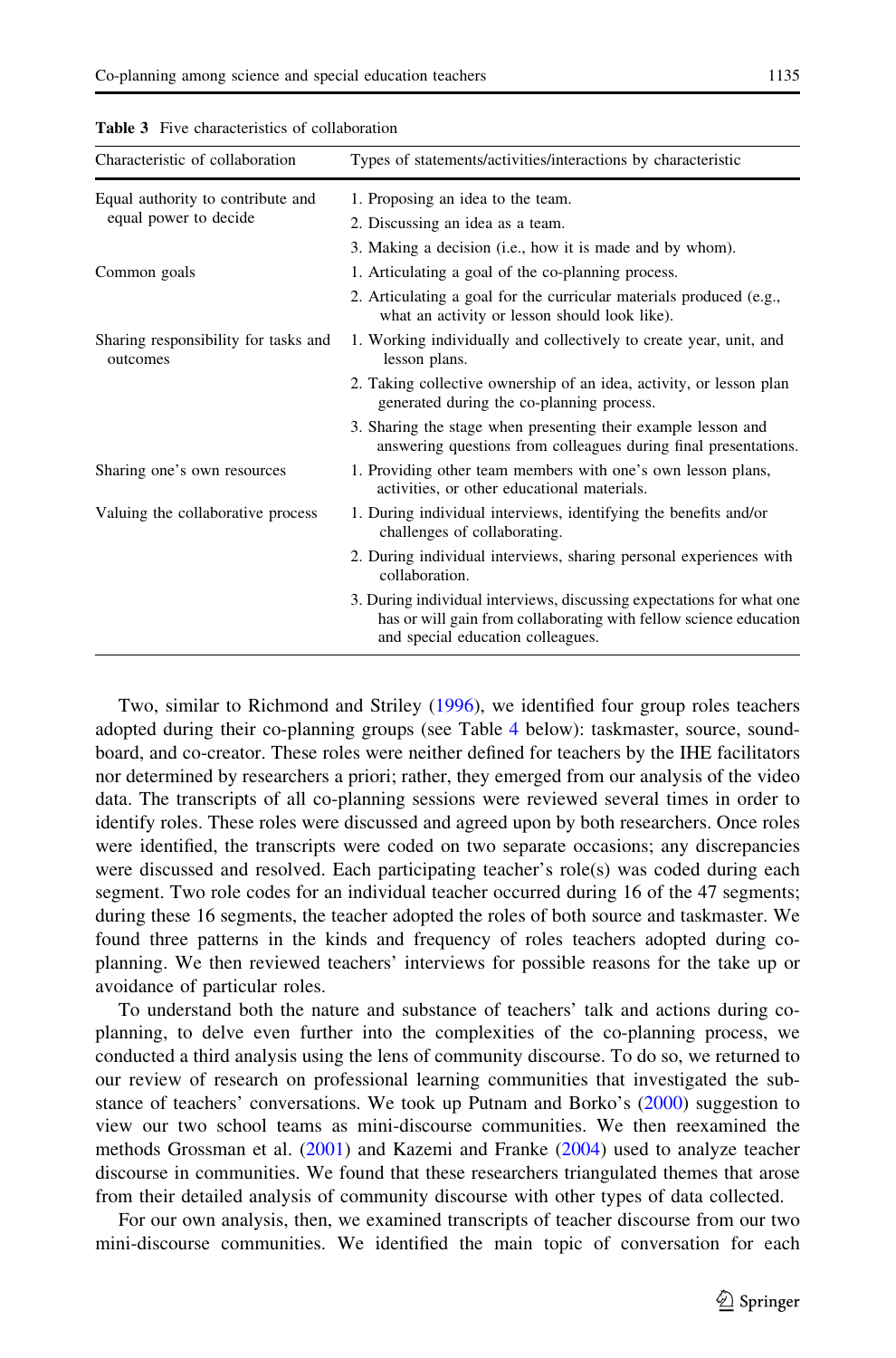Table 3 Five characteristics of collaboration

| Characteristic of collaboration | Types of statements/activities/interactions by characteristic |
|---|---|
| Equal authority to contribute and equal power to decide | 1. Proposing an idea to the team. |
| | 2. Discussing an idea as a team. |
| | 3. Making a decision (i.e., how it is made and by whom). |
| Common goals | 1. Articulating a goal of the co-planning process. |
| | 2. Articulating a goal for the curricular materials produced (e.g., what an activity or lesson should look like). |
| Sharing responsibility for tasks and outcomes | 1. Working individually and collectively to create year, unit, and lesson plans. |
| | 2. Taking collective ownership of an idea, activity, or lesson plan generated during the co-planning process. |
| | 3. Sharing the stage when presenting their example lesson and answering questions from colleagues during final presentations. |
| Sharing one's own resources | 1. Providing other team members with one's own lesson plans, activities, or other educational materials. |
| Valuing the collaborative process | 1. During individual interviews, identifying the benefits and/or challenges of collaborating. |
| | 2. During individual interviews, sharing personal experiences with collaboration. |
| | 3. During individual interviews, discussing expectations for what one has or will gain from collaborating with fellow science education and special education colleagues. |

Two, similar to Richmond and Striley (1996), we identified four group roles teachers adopted during their co-planning groups (see Table 4 below): taskmaster, source, sound-board, and co-creator. These roles were neither defined for teachers by the IHE facilitators nor determined by researchers a priori; rather, they emerged from our analysis of the video data. The transcripts of all co-planning sessions were reviewed several times in order to identify roles. These roles were discussed and agreed upon by both researchers. Once roles were identified, the transcripts were coded on two separate occasions; any discrepancies were discussed and resolved. Each participating teacher's role(s) was coded during each segment. Two role codes for an individual teacher occurred during 16 of the 47 segments; during these 16 segments, the teacher adopted the roles of both source and taskmaster. We found three patterns in the kinds and frequency of roles teachers adopted during co-planning. We then reviewed teachers' interviews for possible reasons for the take up or avoidance of particular roles.

To understand both the nature and substance of teachers' talk and actions during co-planning, to delve even further into the complexities of the co-planning process, we conducted a third analysis using the lens of community discourse. To do so, we returned to our review of research on professional learning communities that investigated the substance of teachers' conversations. We took up Putnam and Borko's (2000) suggestion to view our two school teams as mini-discourse communities. We then reexamined the methods Grossman et al. (2001) and Kazemi and Franke (2004) used to analyze teacher discourse in communities. We found that these researchers triangulated themes that arose from their detailed analysis of community discourse with other types of data collected.

For our own analysis, then, we examined transcripts of teacher discourse from our two mini-discourse communities. We identified the main topic of conversation for each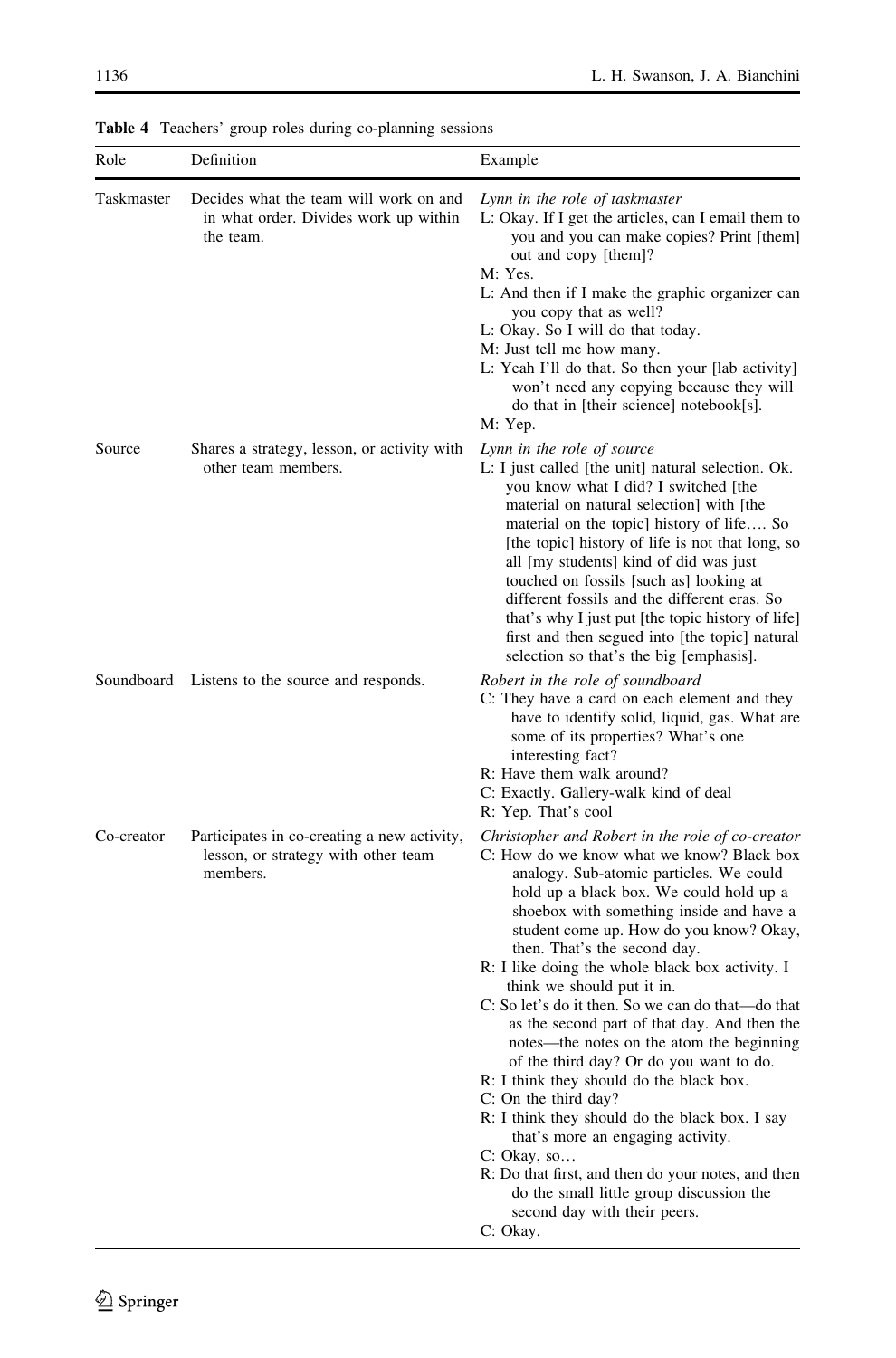**Table 4** Teachers' group roles during co-planning sessions

| Role | Definition | Example |
|---|---|---|
| Taskmaster | Decides what the team will work on and in what order. Divides work up within the team. | *Lynn in the role of taskmaster*<br>L: Okay. If I get the articles, can I email them to you and you can make copies? Print [them] out and copy [them]?<br>M: Yes.<br>L: And then if I make the graphic organizer can you copy that as well?<br>L: Okay. So I will do that today.<br>M: Just tell me how many.<br>L: Yeah I'll do that. So then your [lab activity] won't need any copying because they will do that in [their science] notebook[s].<br>M: Yep. |
| Source | Shares a strategy, lesson, or activity with other team members. | *Lynn in the role of source*<br>L: I just called [the unit] natural selection. Ok. you know what I did? I switched [the material on natural selection] with [the material on the topic] history of life…. So [the topic] history of life is not that long, so all [my students] kind of did was just touched on fossils [such as] looking at different fossils and the different eras. So that's why I just put [the topic history of life] first and then segued into [the topic] natural selection so that's the big [emphasis]. |
| Soundboard | Listens to the source and responds. | *Robert in the role of soundboard*<br>C: They have a card on each element and they have to identify solid, liquid, gas. What are some of its properties? What's one interesting fact?<br>R: Have them walk around?<br>C: Exactly. Gallery-walk kind of deal<br>R: Yep. That's cool |
| Co-creator | Participates in co-creating a new activity, lesson, or strategy with other team members. | *Christopher and Robert in the role of co-creator*<br>C: How do we know what we know? Black box analogy. Sub-atomic particles. We could hold up a black box. We could hold up a shoebox with something inside and have a student come up. How do you know? Okay, then. That's the second day.<br>R: I like doing the whole black box activity. I think we should put it in.<br>C: So let's do it then. So we can do that—do that as the second part of that day. And then the notes—the notes on the atom the beginning of the third day? Or do you want to do.<br>R: I think they should do the black box.<br>C: On the third day?<br>R: I think they should do the black box. I say that's more an engaging activity.<br>C: Okay, so…<br>R: Do that first, and then do your notes, and then do the small little group discussion the second day with their peers.<br>C: Okay. |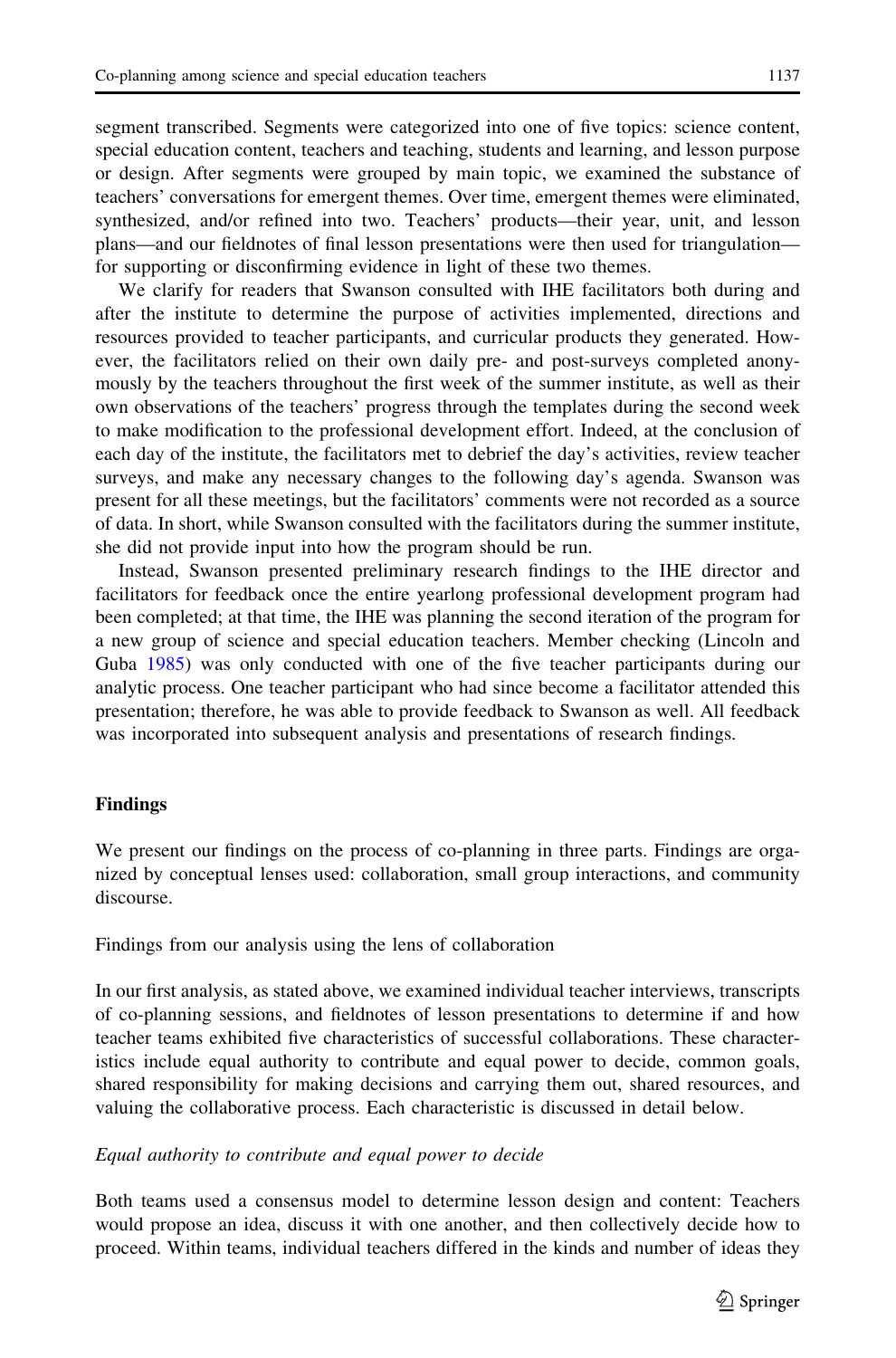segment transcribed. Segments were categorized into one of five topics: science content, special education content, teachers and teaching, students and learning, and lesson purpose or design. After segments were grouped by main topic, we examined the substance of teachers' conversations for emergent themes. Over time, emergent themes were eliminated, synthesized, and/or refined into two. Teachers' products—their year, unit, and lesson plans—and our fieldnotes of final lesson presentations were then used for triangulation—for supporting or disconfirming evidence in light of these two themes.

We clarify for readers that Swanson consulted with IHE facilitators both during and after the institute to determine the purpose of activities implemented, directions and resources provided to teacher participants, and curricular products they generated. However, the facilitators relied on their own daily pre- and post-surveys completed anonymously by the teachers throughout the first week of the summer institute, as well as their own observations of the teachers' progress through the templates during the second week to make modification to the professional development effort. Indeed, at the conclusion of each day of the institute, the facilitators met to debrief the day's activities, review teacher surveys, and make any necessary changes to the following day's agenda. Swanson was present for all these meetings, but the facilitators' comments were not recorded as a source of data. In short, while Swanson consulted with the facilitators during the summer institute, she did not provide input into how the program should be run.

Instead, Swanson presented preliminary research findings to the IHE director and facilitators for feedback once the entire yearlong professional development program had been completed; at that time, the IHE was planning the second iteration of the program for a new group of science and special education teachers. Member checking (Lincoln and Guba 1985) was only conducted with one of the five teacher participants during our analytic process. One teacher participant who had since become a facilitator attended this presentation; therefore, he was able to provide feedback to Swanson as well. All feedback was incorporated into subsequent analysis and presentations of research findings.

## Findings

We present our findings on the process of co-planning in three parts. Findings are organized by conceptual lenses used: collaboration, small group interactions, and community discourse.

### Findings from our analysis using the lens of collaboration

In our first analysis, as stated above, we examined individual teacher interviews, transcripts of co-planning sessions, and fieldnotes of lesson presentations to determine if and how teacher teams exhibited five characteristics of successful collaborations. These characteristics include equal authority to contribute and equal power to decide, common goals, shared responsibility for making decisions and carrying them out, shared resources, and valuing the collaborative process. Each characteristic is discussed in detail below.

#### *Equal authority to contribute and equal power to decide*

Both teams used a consensus model to determine lesson design and content: Teachers would propose an idea, discuss it with one another, and then collectively decide how to proceed. Within teams, individual teachers differed in the kinds and number of ideas they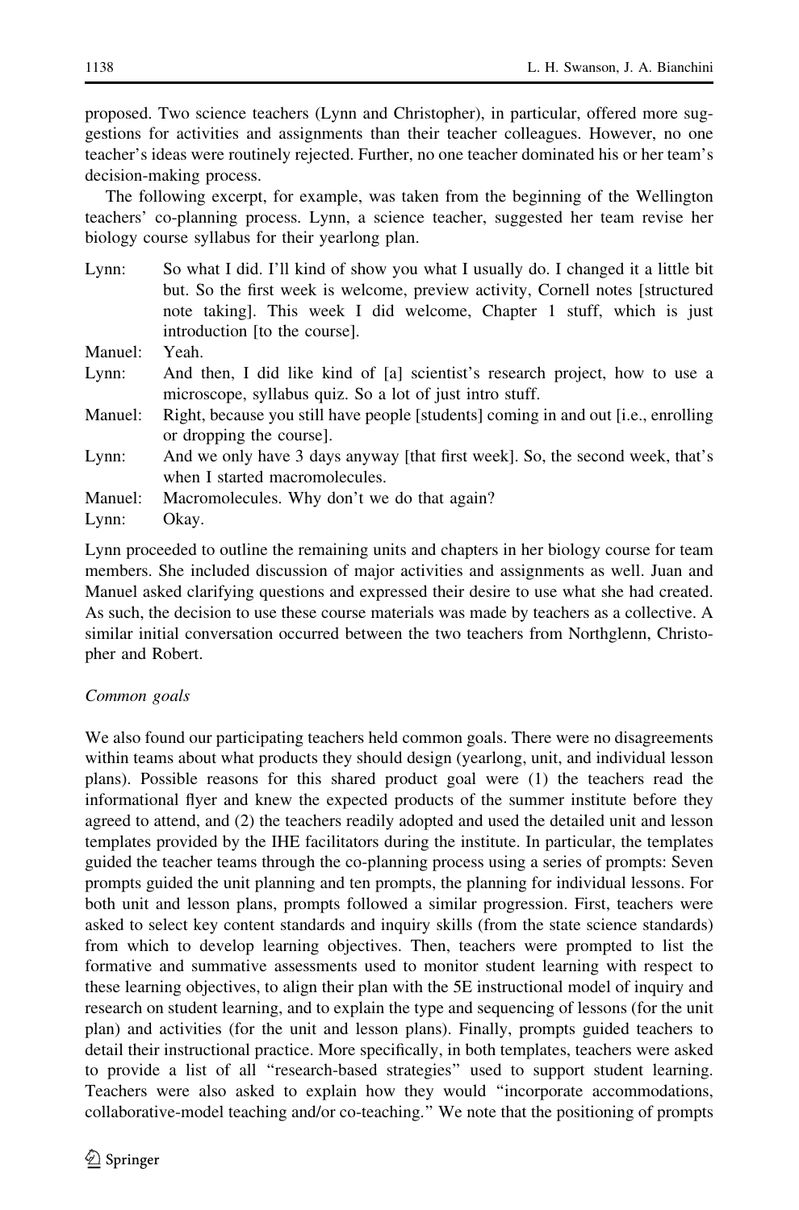proposed. Two science teachers (Lynn and Christopher), in particular, offered more suggestions for activities and assignments than their teacher colleagues. However, no one teacher's ideas were routinely rejected. Further, no one teacher dominated his or her team's decision-making process.

The following excerpt, for example, was taken from the beginning of the Wellington teachers' co-planning process. Lynn, a science teacher, suggested her team revise her biology course syllabus for their yearlong plan.

Lynn: So what I did. I'll kind of show you what I usually do. I changed it a little bit but. So the first week is welcome, preview activity, Cornell notes [structured note taking]. This week I did welcome, Chapter 1 stuff, which is just introduction [to the course].

Manuel: Yeah.

Lynn: And then, I did like kind of [a] scientist's research project, how to use a microscope, syllabus quiz. So a lot of just intro stuff.

Manuel: Right, because you still have people [students] coming in and out [i.e., enrolling or dropping the course].

Lynn: And we only have 3 days anyway [that first week]. So, the second week, that's when I started macromolecules.

Manuel: Macromolecules. Why don't we do that again?

Lynn: Okay.

Lynn proceeded to outline the remaining units and chapters in her biology course for team members. She included discussion of major activities and assignments as well. Juan and Manuel asked clarifying questions and expressed their desire to use what she had created. As such, the decision to use these course materials was made by teachers as a collective. A similar initial conversation occurred between the two teachers from Northglenn, Christopher and Robert.

*Common goals*

We also found our participating teachers held common goals. There were no disagreements within teams about what products they should design (yearlong, unit, and individual lesson plans). Possible reasons for this shared product goal were (1) the teachers read the informational flyer and knew the expected products of the summer institute before they agreed to attend, and (2) the teachers readily adopted and used the detailed unit and lesson templates provided by the IHE facilitators during the institute. In particular, the templates guided the teacher teams through the co-planning process using a series of prompts: Seven prompts guided the unit planning and ten prompts, the planning for individual lessons. For both unit and lesson plans, prompts followed a similar progression. First, teachers were asked to select key content standards and inquiry skills (from the state science standards) from which to develop learning objectives. Then, teachers were prompted to list the formative and summative assessments used to monitor student learning with respect to these learning objectives, to align their plan with the 5E instructional model of inquiry and research on student learning, and to explain the type and sequencing of lessons (for the unit plan) and activities (for the unit and lesson plans). Finally, prompts guided teachers to detail their instructional practice. More specifically, in both templates, teachers were asked to provide a list of all "research-based strategies" used to support student learning. Teachers were also asked to explain how they would "incorporate accommodations, collaborative-model teaching and/or co-teaching." We note that the positioning of prompts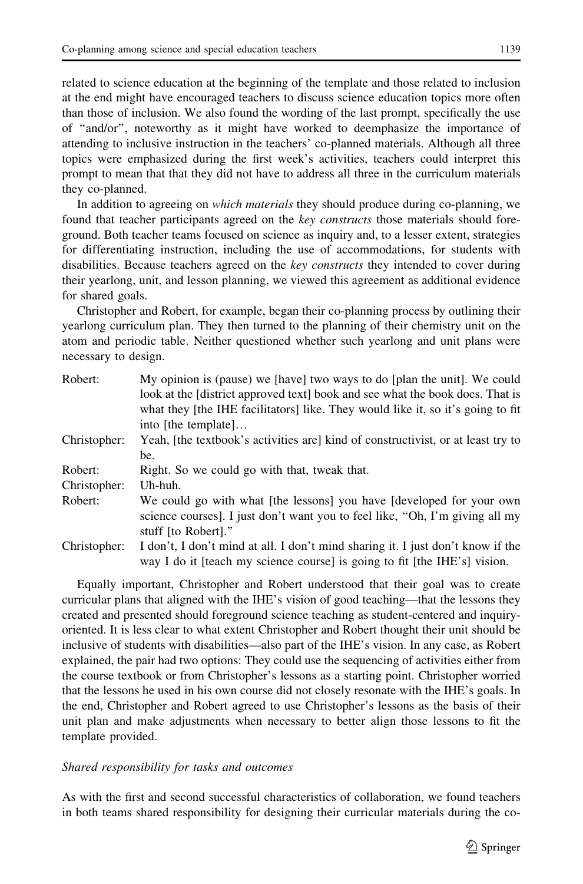related to science education at the beginning of the template and those related to inclusion at the end might have encouraged teachers to discuss science education topics more often than those of inclusion. We also found the wording of the last prompt, specifically the use of "and/or", noteworthy as it might have worked to deemphasize the importance of attending to inclusive instruction in the teachers' co-planned materials. Although all three topics were emphasized during the first week's activities, teachers could interpret this prompt to mean that that they did not have to address all three in the curriculum materials they co-planned.

In addition to agreeing on *which materials* they should produce during co-planning, we found that teacher participants agreed on the *key constructs* those materials should foreground. Both teacher teams focused on science as inquiry and, to a lesser extent, strategies for differentiating instruction, including the use of accommodations, for students with disabilities. Because teachers agreed on the *key constructs* they intended to cover during their yearlong, unit, and lesson planning, we viewed this agreement as additional evidence for shared goals.

Christopher and Robert, for example, began their co-planning process by outlining their yearlong curriculum plan. They then turned to the planning of their chemistry unit on the atom and periodic table. Neither questioned whether such yearlong and unit plans were necessary to design.

| | |
|---|---|
| Robert: | My opinion is (pause) we [have] two ways to do [plan the unit]. We could look at the [district approved text] book and see what the book does. That is what they [the IHE facilitators] like. They would like it, so it's going to fit into [the template]… |
| Christopher: | Yeah, [the textbook's activities are] kind of constructivist, or at least try to be. |
| Robert: | Right. So we could go with that, tweak that. |
| Christopher: | Uh-huh. |
| Robert: | We could go with what [the lessons] you have [developed for your own science courses]. I just don't want you to feel like, "Oh, I'm giving all my stuff [to Robert]." |
| Christopher: | I don't, I don't mind at all. I don't mind sharing it. I just don't know if the way I do it [teach my science course] is going to fit [the IHE's] vision. |

Equally important, Christopher and Robert understood that their goal was to create curricular plans that aligned with the IHE's vision of good teaching—that the lessons they created and presented should foreground science teaching as student-centered and inquiry-oriented. It is less clear to what extent Christopher and Robert thought their unit should be inclusive of students with disabilities—also part of the IHE's vision. In any case, as Robert explained, the pair had two options: They could use the sequencing of activities either from the course textbook or from Christopher's lessons as a starting point. Christopher worried that the lessons he used in his own course did not closely resonate with the IHE's goals. In the end, Christopher and Robert agreed to use Christopher's lessons as the basis of their unit plan and make adjustments when necessary to better align those lessons to fit the template provided.

*Shared responsibility for tasks and outcomes*

As with the first and second successful characteristics of collaboration, we found teachers in both teams shared responsibility for designing their curricular materials during the co-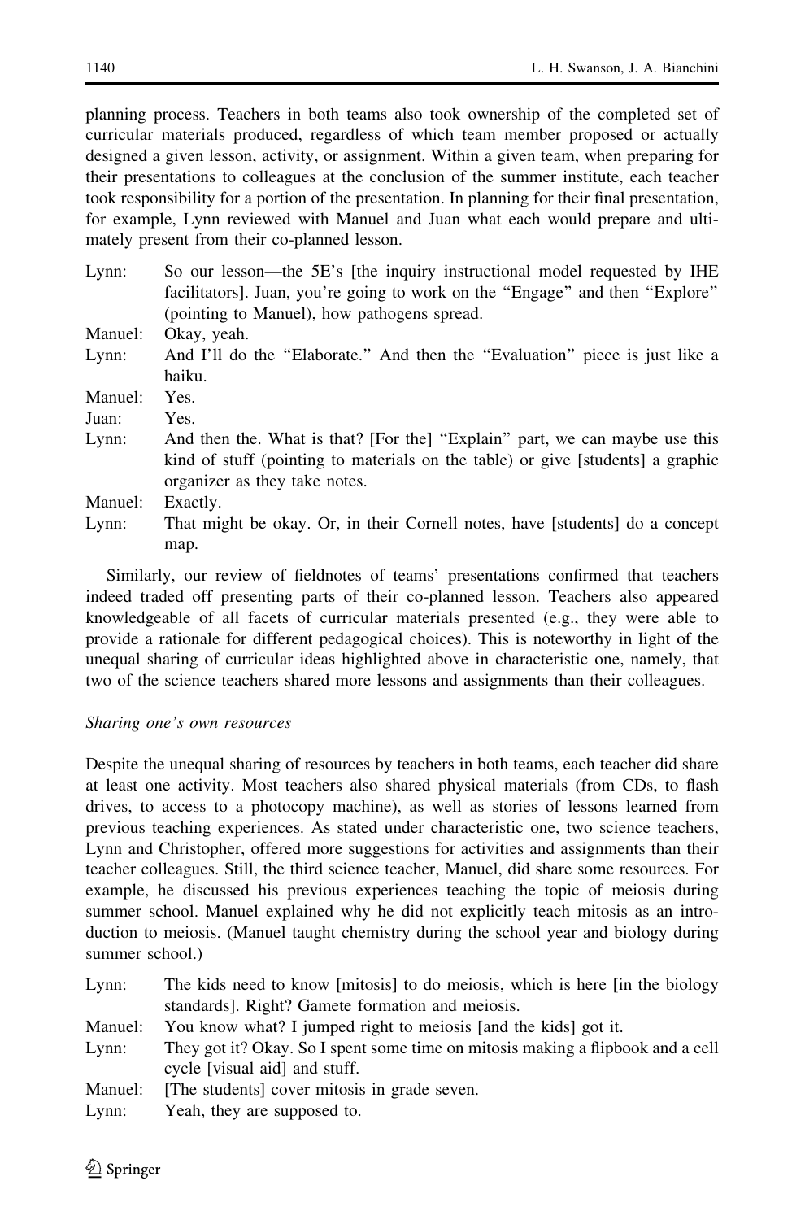planning process. Teachers in both teams also took ownership of the completed set of curricular materials produced, regardless of which team member proposed or actually designed a given lesson, activity, or assignment. Within a given team, when preparing for their presentations to colleagues at the conclusion of the summer institute, each teacher took responsibility for a portion of the presentation. In planning for their final presentation, for example, Lynn reviewed with Manuel and Juan what each would prepare and ultimately present from their co-planned lesson.

| | |
|---|---|
| Lynn: | So our lesson—the 5E's [the inquiry instructional model requested by IHE facilitators]. Juan, you're going to work on the "Engage" and then "Explore" (pointing to Manuel), how pathogens spread. |
| Manuel: | Okay, yeah. |
| Lynn: | And I'll do the "Elaborate." And then the "Evaluation" piece is just like a haiku. |
| Manuel: | Yes. |
| Juan: | Yes. |
| Lynn: | And then the. What is that? [For the] "Explain" part, we can maybe use this kind of stuff (pointing to materials on the table) or give [students] a graphic organizer as they take notes. |
| Manuel: | Exactly. |
| Lynn: | That might be okay. Or, in their Cornell notes, have [students] do a concept map. |

Similarly, our review of fieldnotes of teams' presentations confirmed that teachers indeed traded off presenting parts of their co-planned lesson. Teachers also appeared knowledgeable of all facets of curricular materials presented (e.g., they were able to provide a rationale for different pedagogical choices). This is noteworthy in light of the unequal sharing of curricular ideas highlighted above in characteristic one, namely, that two of the science teachers shared more lessons and assignments than their colleagues.

*Sharing one's own resources*

Despite the unequal sharing of resources by teachers in both teams, each teacher did share at least one activity. Most teachers also shared physical materials (from CDs, to flash drives, to access to a photocopy machine), as well as stories of lessons learned from previous teaching experiences. As stated under characteristic one, two science teachers, Lynn and Christopher, offered more suggestions for activities and assignments than their teacher colleagues. Still, the third science teacher, Manuel, did share some resources. For example, he discussed his previous experiences teaching the topic of meiosis during summer school. Manuel explained why he did not explicitly teach mitosis as an introduction to meiosis. (Manuel taught chemistry during the school year and biology during summer school.)

| | |
|---|---|
| Lynn: | The kids need to know [mitosis] to do meiosis, which is here [in the biology standards]. Right? Gamete formation and meiosis. |
| Manuel: | You know what? I jumped right to meiosis [and the kids] got it. |
| Lynn: | They got it? Okay. So I spent some time on mitosis making a flipbook and a cell cycle [visual aid] and stuff. |
| Manuel: | [The students] cover mitosis in grade seven. |
| Lynn: | Yeah, they are supposed to. |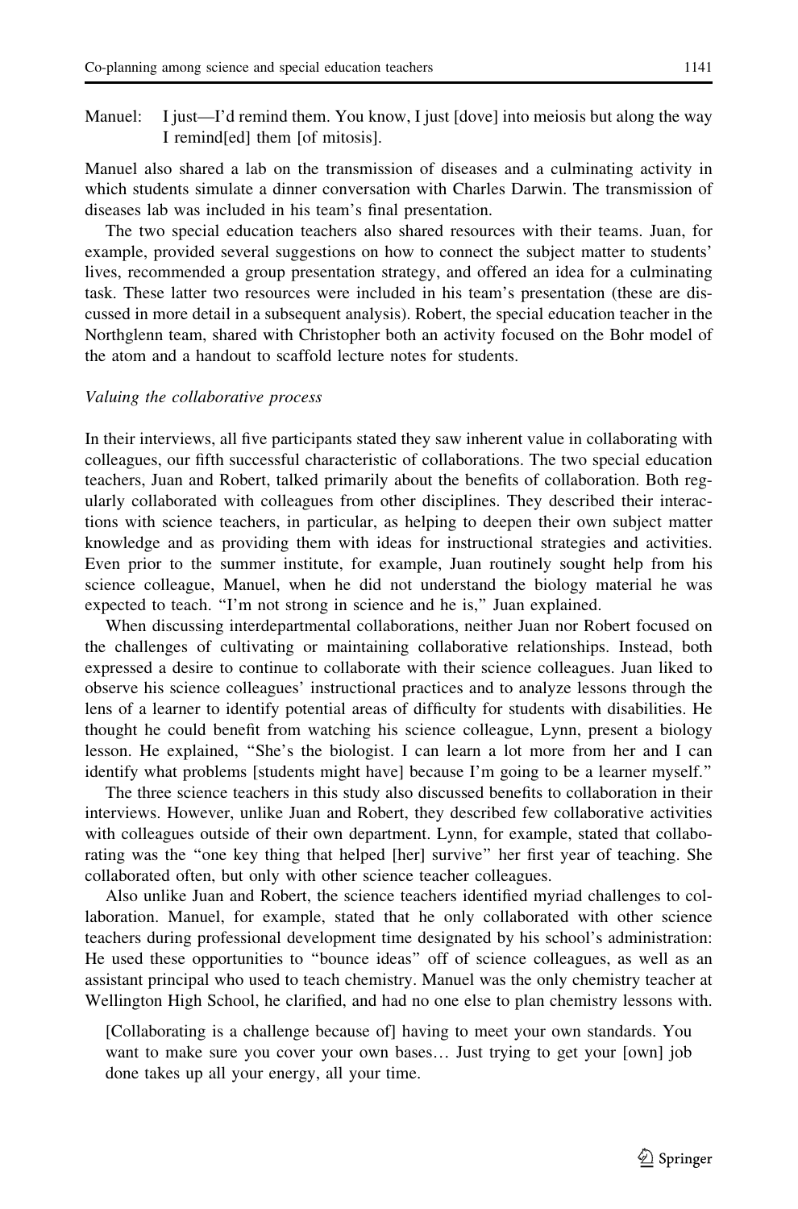Manuel: I just—I'd remind them. You know, I just [dove] into meiosis but along the way I remind[ed] them [of mitosis].

Manuel also shared a lab on the transmission of diseases and a culminating activity in which students simulate a dinner conversation with Charles Darwin. The transmission of diseases lab was included in his team's final presentation.

The two special education teachers also shared resources with their teams. Juan, for example, provided several suggestions on how to connect the subject matter to students' lives, recommended a group presentation strategy, and offered an idea for a culminating task. These latter two resources were included in his team's presentation (these are discussed in more detail in a subsequent analysis). Robert, the special education teacher in the Northglenn team, shared with Christopher both an activity focused on the Bohr model of the atom and a handout to scaffold lecture notes for students.

*Valuing the collaborative process*

In their interviews, all five participants stated they saw inherent value in collaborating with colleagues, our fifth successful characteristic of collaborations. The two special education teachers, Juan and Robert, talked primarily about the benefits of collaboration. Both regularly collaborated with colleagues from other disciplines. They described their interactions with science teachers, in particular, as helping to deepen their own subject matter knowledge and as providing them with ideas for instructional strategies and activities. Even prior to the summer institute, for example, Juan routinely sought help from his science colleague, Manuel, when he did not understand the biology material he was expected to teach. "I'm not strong in science and he is," Juan explained.

When discussing interdepartmental collaborations, neither Juan nor Robert focused on the challenges of cultivating or maintaining collaborative relationships. Instead, both expressed a desire to continue to collaborate with their science colleagues. Juan liked to observe his science colleagues' instructional practices and to analyze lessons through the lens of a learner to identify potential areas of difficulty for students with disabilities. He thought he could benefit from watching his science colleague, Lynn, present a biology lesson. He explained, "She's the biologist. I can learn a lot more from her and I can identify what problems [students might have] because I'm going to be a learner myself."

The three science teachers in this study also discussed benefits to collaboration in their interviews. However, unlike Juan and Robert, they described few collaborative activities with colleagues outside of their own department. Lynn, for example, stated that collaborating was the "one key thing that helped [her] survive" her first year of teaching. She collaborated often, but only with other science teacher colleagues.

Also unlike Juan and Robert, the science teachers identified myriad challenges to collaboration. Manuel, for example, stated that he only collaborated with other science teachers during professional development time designated by his school's administration: He used these opportunities to "bounce ideas" off of science colleagues, as well as an assistant principal who used to teach chemistry. Manuel was the only chemistry teacher at Wellington High School, he clarified, and had no one else to plan chemistry lessons with.

> [Collaborating is a challenge because of] having to meet your own standards. You want to make sure you cover your own bases… Just trying to get your [own] job done takes up all your energy, all your time.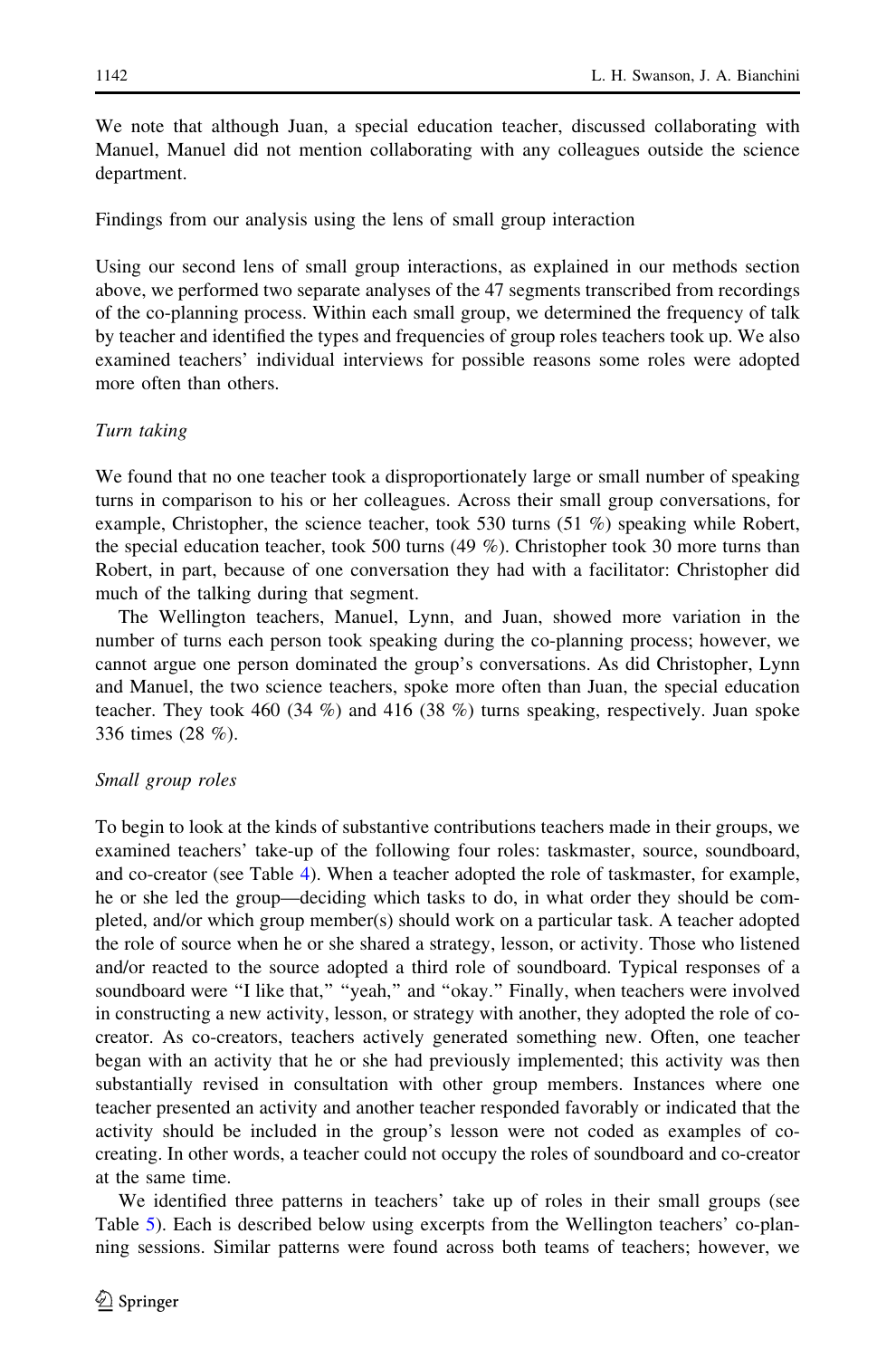We note that although Juan, a special education teacher, discussed collaborating with Manuel, Manuel did not mention collaborating with any colleagues outside the science department.

## Findings from our analysis using the lens of small group interaction

Using our second lens of small group interactions, as explained in our methods section above, we performed two separate analyses of the 47 segments transcribed from recordings of the co-planning process. Within each small group, we determined the frequency of talk by teacher and identified the types and frequencies of group roles teachers took up. We also examined teachers' individual interviews for possible reasons some roles were adopted more often than others.

### *Turn taking*

We found that no one teacher took a disproportionately large or small number of speaking turns in comparison to his or her colleagues. Across their small group conversations, for example, Christopher, the science teacher, took 530 turns (51 %) speaking while Robert, the special education teacher, took 500 turns (49 %). Christopher took 30 more turns than Robert, in part, because of one conversation they had with a facilitator: Christopher did much of the talking during that segment.

The Wellington teachers, Manuel, Lynn, and Juan, showed more variation in the number of turns each person took speaking during the co-planning process; however, we cannot argue one person dominated the group's conversations. As did Christopher, Lynn and Manuel, the two science teachers, spoke more often than Juan, the special education teacher. They took 460 (34 %) and 416 (38 %) turns speaking, respectively. Juan spoke 336 times (28 %).

### *Small group roles*

To begin to look at the kinds of substantive contributions teachers made in their groups, we examined teachers' take-up of the following four roles: taskmaster, source, soundboard, and co-creator (see Table 4). When a teacher adopted the role of taskmaster, for example, he or she led the group—deciding which tasks to do, in what order they should be completed, and/or which group member(s) should work on a particular task. A teacher adopted the role of source when he or she shared a strategy, lesson, or activity. Those who listened and/or reacted to the source adopted a third role of soundboard. Typical responses of a soundboard were "I like that," "yeah," and "okay." Finally, when teachers were involved in constructing a new activity, lesson, or strategy with another, they adopted the role of co-creator. As co-creators, teachers actively generated something new. Often, one teacher began with an activity that he or she had previously implemented; this activity was then substantially revised in consultation with other group members. Instances where one teacher presented an activity and another teacher responded favorably or indicated that the activity should be included in the group's lesson were not coded as examples of co-creating. In other words, a teacher could not occupy the roles of soundboard and co-creator at the same time.

We identified three patterns in teachers' take up of roles in their small groups (see Table 5). Each is described below using excerpts from the Wellington teachers' co-planning sessions. Similar patterns were found across both teams of teachers; however, we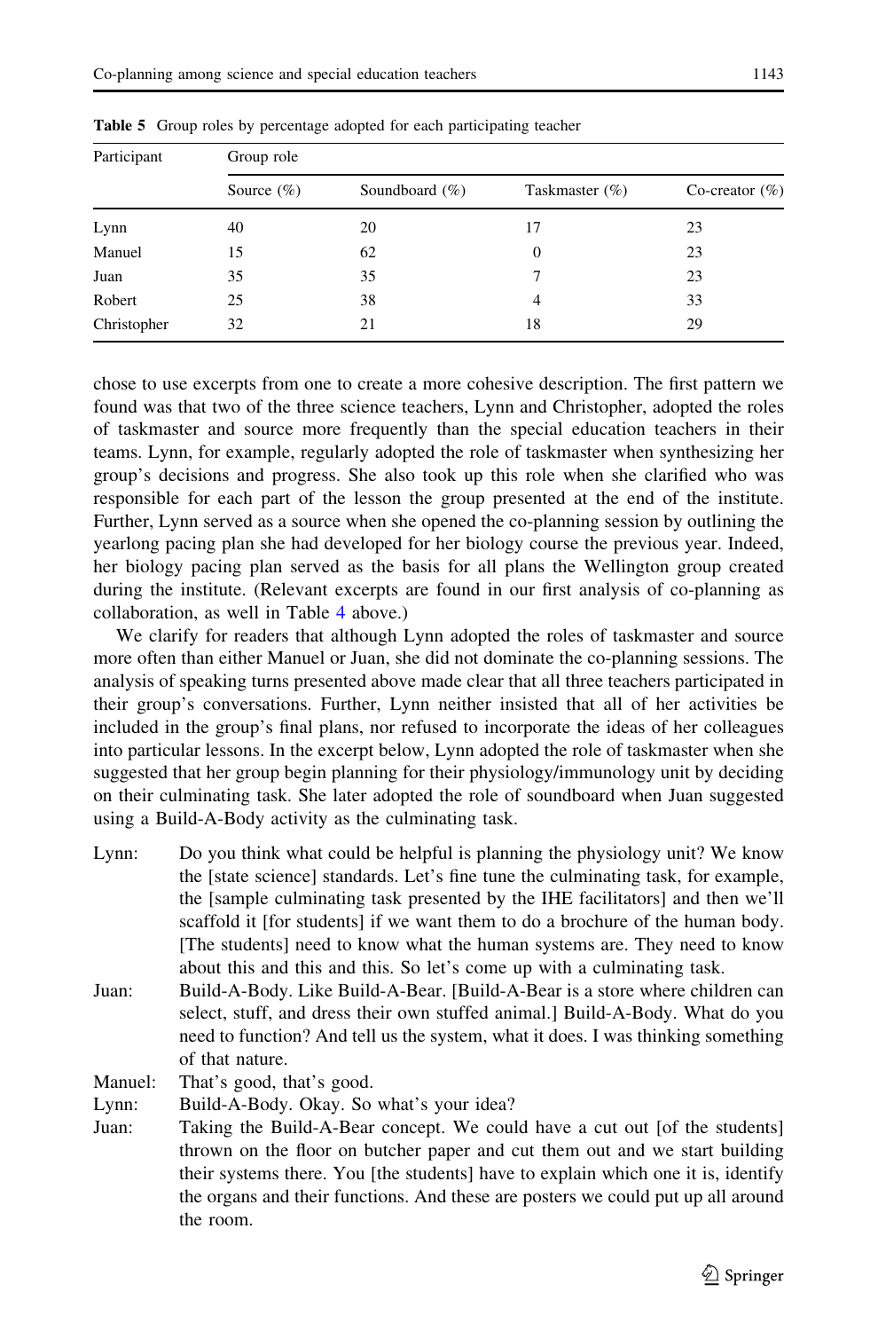Table 5 Group roles by percentage adopted for each participating teacher

| Participant | Group role | | | |
|---|---|---|---|---|
| | Source (%) | Soundboard (%) | Taskmaster (%) | Co-creator (%) |
| Lynn | 40 | 20 | 17 | 23 |
| Manuel | 15 | 62 | 0 | 23 |
| Juan | 35 | 35 | 7 | 23 |
| Robert | 25 | 38 | 4 | 33 |
| Christopher | 32 | 21 | 18 | 29 |

chose to use excerpts from one to create a more cohesive description. The first pattern we found was that two of the three science teachers, Lynn and Christopher, adopted the roles of taskmaster and source more frequently than the special education teachers in their teams. Lynn, for example, regularly adopted the role of taskmaster when synthesizing her group's decisions and progress. She also took up this role when she clarified who was responsible for each part of the lesson the group presented at the end of the institute. Further, Lynn served as a source when she opened the co-planning session by outlining the yearlong pacing plan she had developed for her biology course the previous year. Indeed, her biology pacing plan served as the basis for all plans the Wellington group created during the institute. (Relevant excerpts are found in our first analysis of co-planning as collaboration, as well in Table 4 above.)

We clarify for readers that although Lynn adopted the roles of taskmaster and source more often than either Manuel or Juan, she did not dominate the co-planning sessions. The analysis of speaking turns presented above made clear that all three teachers participated in their group's conversations. Further, Lynn neither insisted that all of her activities be included in the group's final plans, nor refused to incorporate the ideas of her colleagues into particular lessons. In the excerpt below, Lynn adopted the role of taskmaster when she suggested that her group begin planning for their physiology/immunology unit by deciding on their culminating task. She later adopted the role of soundboard when Juan suggested using a Build-A-Body activity as the culminating task.

Lynn: Do you think what could be helpful is planning the physiology unit? We know the [state science] standards. Let's fine tune the culminating task, for example, the [sample culminating task presented by the IHE facilitators] and then we'll scaffold it [for students] if we want them to do a brochure of the human body. [The students] need to know what the human systems are. They need to know about this and this and this. So let's come up with a culminating task.

Juan: Build-A-Body. Like Build-A-Bear. [Build-A-Bear is a store where children can select, stuff, and dress their own stuffed animal.] Build-A-Body. What do you need to function? And tell us the system, what it does. I was thinking something of that nature.

Manuel: That's good, that's good.

Lynn: Build-A-Body. Okay. So what's your idea?

Juan: Taking the Build-A-Bear concept. We could have a cut out [of the students] thrown on the floor on butcher paper and cut them out and we start building their systems there. You [the students] have to explain which one it is, identify the organs and their functions. And these are posters we could put up all around the room.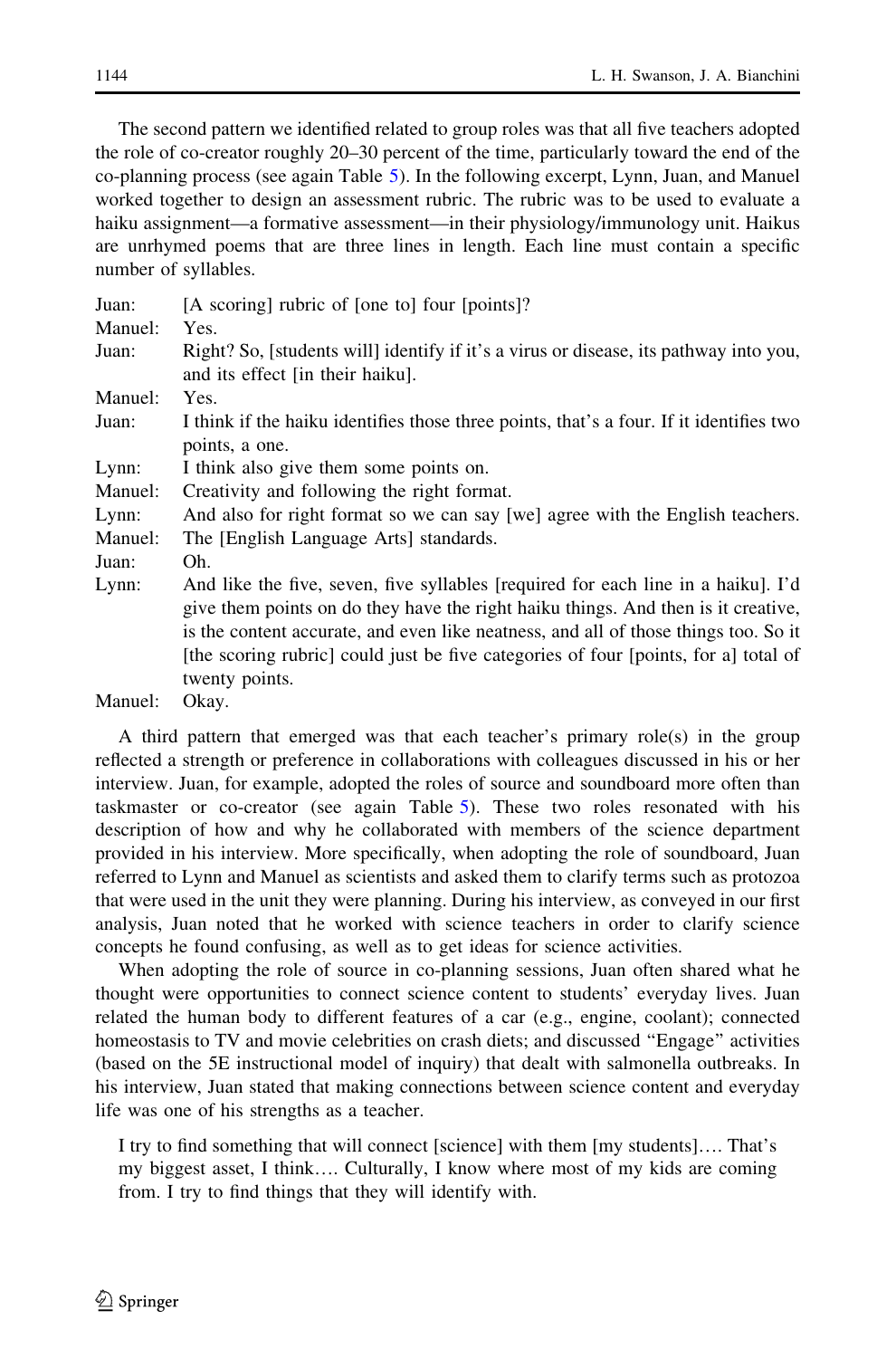The second pattern we identified related to group roles was that all five teachers adopted the role of co-creator roughly 20–30 percent of the time, particularly toward the end of the co-planning process (see again Table 5). In the following excerpt, Lynn, Juan, and Manuel worked together to design an assessment rubric. The rubric was to be used to evaluate a haiku assignment—a formative assessment—in their physiology/immunology unit. Haikus are unrhymed poems that are three lines in length. Each line must contain a specific number of syllables.

| | |
|---|---|
| Juan: | [A scoring] rubric of [one to] four [points]? |
| Manuel: | Yes. |
| Juan: | Right? So, [students will] identify if it's a virus or disease, its pathway into you, and its effect [in their haiku]. |
| Manuel: | Yes. |
| Juan: | I think if the haiku identifies those three points, that's a four. If it identifies two points, a one. |
| Lynn: | I think also give them some points on. |
| Manuel: | Creativity and following the right format. |
| Lynn: | And also for right format so we can say [we] agree with the English teachers. |
| Manuel: | The [English Language Arts] standards. |
| Juan: | Oh. |
| Lynn: | And like the five, seven, five syllables [required for each line in a haiku]. I'd give them points on do they have the right haiku things. And then is it creative, is the content accurate, and even like neatness, and all of those things too. So it [the scoring rubric] could just be five categories of four [points, for a] total of twenty points. |
| Manuel: | Okay. |

A third pattern that emerged was that each teacher's primary role(s) in the group reflected a strength or preference in collaborations with colleagues discussed in his or her interview. Juan, for example, adopted the roles of source and soundboard more often than taskmaster or co-creator (see again Table 5). These two roles resonated with his description of how and why he collaborated with members of the science department provided in his interview. More specifically, when adopting the role of soundboard, Juan referred to Lynn and Manuel as scientists and asked them to clarify terms such as protozoa that were used in the unit they were planning. During his interview, as conveyed in our first analysis, Juan noted that he worked with science teachers in order to clarify science concepts he found confusing, as well as to get ideas for science activities.

When adopting the role of source in co-planning sessions, Juan often shared what he thought were opportunities to connect science content to students' everyday lives. Juan related the human body to different features of a car (e.g., engine, coolant); connected homeostasis to TV and movie celebrities on crash diets; and discussed "Engage" activities (based on the 5E instructional model of inquiry) that dealt with salmonella outbreaks. In his interview, Juan stated that making connections between science content and everyday life was one of his strengths as a teacher.

> I try to find something that will connect [science] with them [my students]…. That's my biggest asset, I think…. Culturally, I know where most of my kids are coming from. I try to find things that they will identify with.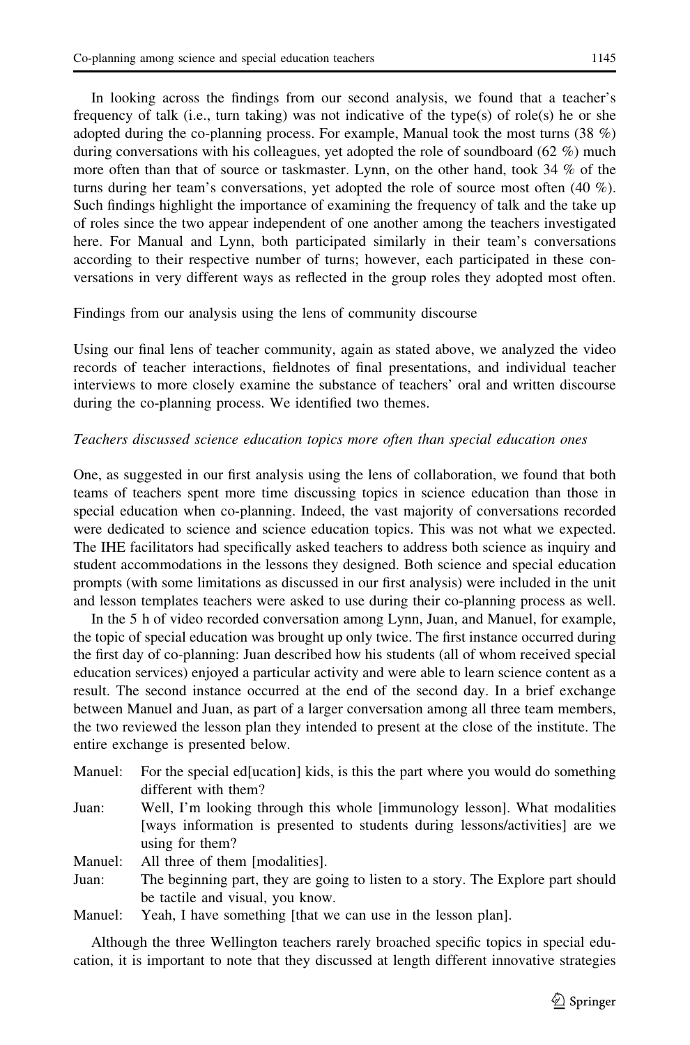In looking across the findings from our second analysis, we found that a teacher's frequency of talk (i.e., turn taking) was not indicative of the type(s) of role(s) he or she adopted during the co-planning process. For example, Manual took the most turns (38 %) during conversations with his colleagues, yet adopted the role of soundboard (62 %) much more often than that of source or taskmaster. Lynn, on the other hand, took 34 % of the turns during her team's conversations, yet adopted the role of source most often (40 %). Such findings highlight the importance of examining the frequency of talk and the take up of roles since the two appear independent of one another among the teachers investigated here. For Manual and Lynn, both participated similarly in their team's conversations according to their respective number of turns; however, each participated in these conversations in very different ways as reflected in the group roles they adopted most often.

## Findings from our analysis using the lens of community discourse

Using our final lens of teacher community, again as stated above, we analyzed the video records of teacher interactions, fieldnotes of final presentations, and individual teacher interviews to more closely examine the substance of teachers' oral and written discourse during the co-planning process. We identified two themes.

### *Teachers discussed science education topics more often than special education ones*

One, as suggested in our first analysis using the lens of collaboration, we found that both teams of teachers spent more time discussing topics in science education than those in special education when co-planning. Indeed, the vast majority of conversations recorded were dedicated to science and science education topics. This was not what we expected. The IHE facilitators had specifically asked teachers to address both science as inquiry and student accommodations in the lessons they designed. Both science and special education prompts (with some limitations as discussed in our first analysis) were included in the unit and lesson templates teachers were asked to use during their co-planning process as well.

In the 5 h of video recorded conversation among Lynn, Juan, and Manuel, for example, the topic of special education was brought up only twice. The first instance occurred during the first day of co-planning: Juan described how his students (all of whom received special education services) enjoyed a particular activity and were able to learn science content as a result. The second instance occurred at the end of the second day. In a brief exchange between Manuel and Juan, as part of a larger conversation among all three team members, the two reviewed the lesson plan they intended to present at the close of the institute. The entire exchange is presented below.

Manuel: For the special ed[ucation] kids, is this the part where you would do something different with them?

Juan: Well, I'm looking through this whole [immunology lesson]. What modalities [ways information is presented to students during lessons/activities] are we using for them?

Manuel: All three of them [modalities].

Juan: The beginning part, they are going to listen to a story. The Explore part should be tactile and visual, you know.

Manuel: Yeah, I have something [that we can use in the lesson plan].

Although the three Wellington teachers rarely broached specific topics in special education, it is important to note that they discussed at length different innovative strategies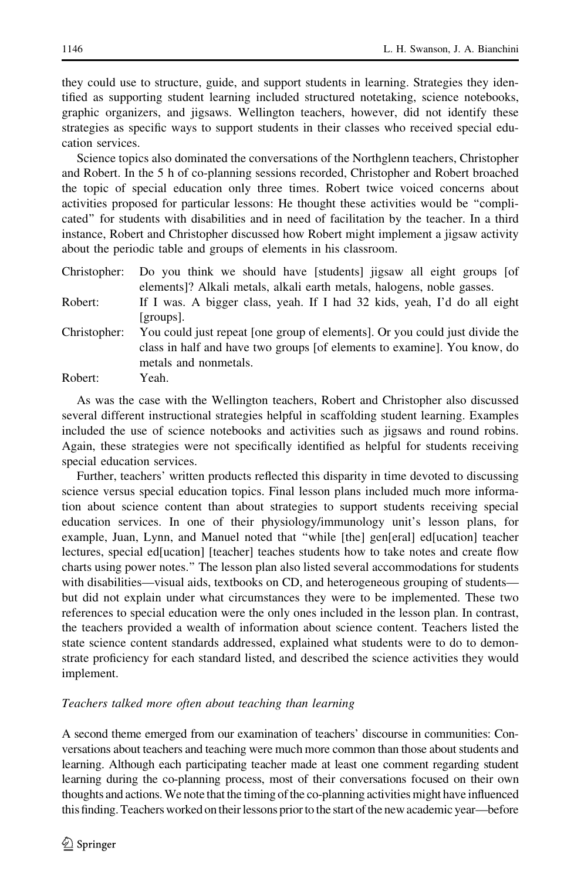they could use to structure, guide, and support students in learning. Strategies they identified as supporting student learning included structured notetaking, science notebooks, graphic organizers, and jigsaws. Wellington teachers, however, did not identify these strategies as specific ways to support students in their classes who received special education services.

Science topics also dominated the conversations of the Northglenn teachers, Christopher and Robert. In the 5 h of co-planning sessions recorded, Christopher and Robert broached the topic of special education only three times. Robert twice voiced concerns about activities proposed for particular lessons: He thought these activities would be "complicated" for students with disabilities and in need of facilitation by the teacher. In a third instance, Robert and Christopher discussed how Robert might implement a jigsaw activity about the periodic table and groups of elements in his classroom.

| | |
|---|---|
| Christopher: | Do you think we should have [students] jigsaw all eight groups [of elements]? Alkali metals, alkali earth metals, halogens, noble gasses. |
| Robert: | If I was. A bigger class, yeah. If I had 32 kids, yeah, I'd do all eight [groups]. |
| Christopher: | You could just repeat [one group of elements]. Or you could just divide the class in half and have two groups [of elements to examine]. You know, do metals and nonmetals. |
| Robert: | Yeah. |

As was the case with the Wellington teachers, Robert and Christopher also discussed several different instructional strategies helpful in scaffolding student learning. Examples included the use of science notebooks and activities such as jigsaws and round robins. Again, these strategies were not specifically identified as helpful for students receiving special education services.

Further, teachers' written products reflected this disparity in time devoted to discussing science versus special education topics. Final lesson plans included much more information about science content than about strategies to support students receiving special education services. In one of their physiology/immunology unit's lesson plans, for example, Juan, Lynn, and Manuel noted that "while [the] gen[eral] ed[ucation] teacher lectures, special ed[ucation] [teacher] teaches students how to take notes and create flow charts using power notes." The lesson plan also listed several accommodations for students with disabilities—visual aids, textbooks on CD, and heterogeneous grouping of students—but did not explain under what circumstances they were to be implemented. These two references to special education were the only ones included in the lesson plan. In contrast, the teachers provided a wealth of information about science content. Teachers listed the state science content standards addressed, explained what students were to do to demonstrate proficiency for each standard listed, and described the science activities they would implement.

*Teachers talked more often about teaching than learning*

A second theme emerged from our examination of teachers' discourse in communities: Conversations about teachers and teaching were much more common than those about students and learning. Although each participating teacher made at least one comment regarding student learning during the co-planning process, most of their conversations focused on their own thoughts and actions. We note that the timing of the co-planning activities might have influenced this finding. Teachers worked on their lessons prior to the start of the new academic year—before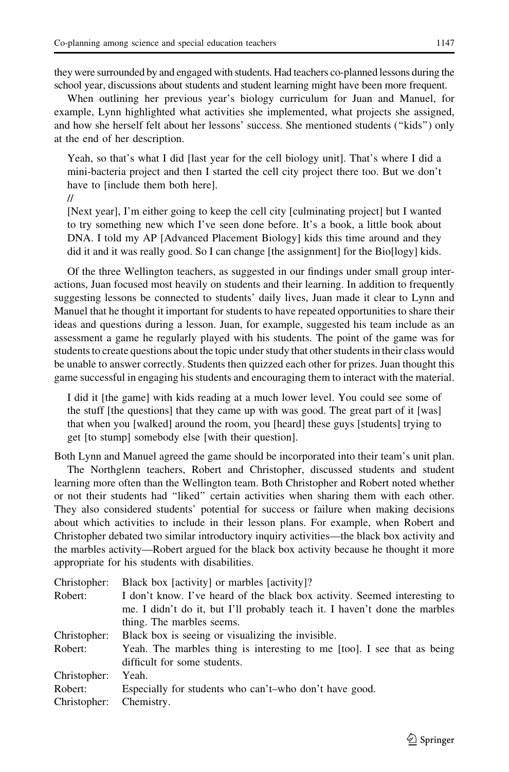they were surrounded by and engaged with students. Had teachers co-planned lessons during the school year, discussions about students and student learning might have been more frequent.

When outlining her previous year's biology curriculum for Juan and Manuel, for example, Lynn highlighted what activities she implemented, what projects she assigned, and how she herself felt about her lessons' success. She mentioned students ("kids") only at the end of her description.

> Yeah, so that's what I did [last year for the cell biology unit]. That's where I did a mini-bacteria project and then I started the cell city project there too. But we don't have to [include them both here].
>
> //
>
> [Next year], I'm either going to keep the cell city [culminating project] but I wanted to try something new which I've seen done before. It's a book, a little book about DNA. I told my AP [Advanced Placement Biology] kids this time around and they did it and it was really good. So I can change [the assignment] for the Bio[logy] kids.

Of the three Wellington teachers, as suggested in our findings under small group interactions, Juan focused most heavily on students and their learning. In addition to frequently suggesting lessons be connected to students' daily lives, Juan made it clear to Lynn and Manuel that he thought it important for students to have repeated opportunities to share their ideas and questions during a lesson. Juan, for example, suggested his team include as an assessment a game he regularly played with his students. The point of the game was for students to create questions about the topic under study that other students in their class would be unable to answer correctly. Students then quizzed each other for prizes. Juan thought this game successful in engaging his students and encouraging them to interact with the material.

> I did it [the game] with kids reading at a much lower level. You could see some of the stuff [the questions] that they came up with was good. The great part of it [was] that when you [walked] around the room, you [heard] these guys [students] trying to get [to stump] somebody else [with their question].

Both Lynn and Manuel agreed the game should be incorporated into their team's unit plan.

The Northglenn teachers, Robert and Christopher, discussed students and student learning more often than the Wellington team. Both Christopher and Robert noted whether or not their students had "liked" certain activities when sharing them with each other. They also considered students' potential for success or failure when making decisions about which activities to include in their lesson plans. For example, when Robert and Christopher debated two similar introductory inquiry activities—the black box activity and the marbles activity—Robert argued for the black box activity because he thought it more appropriate for his students with disabilities.

| | |
|---|---|
| Christopher: | Black box [activity] or marbles [activity]? |
| Robert: | I don't know. I've heard of the black box activity. Seemed interesting to me. I didn't do it, but I'll probably teach it. I haven't done the marbles thing. The marbles seems. |
| Christopher: | Black box is seeing or visualizing the invisible. |
| Robert: | Yeah. The marbles thing is interesting to me [too]. I see that as being difficult for some students. |
| Christopher: | Yeah. |
| Robert: | Especially for students who can't–who don't have good. |
| Christopher: | Chemistry. |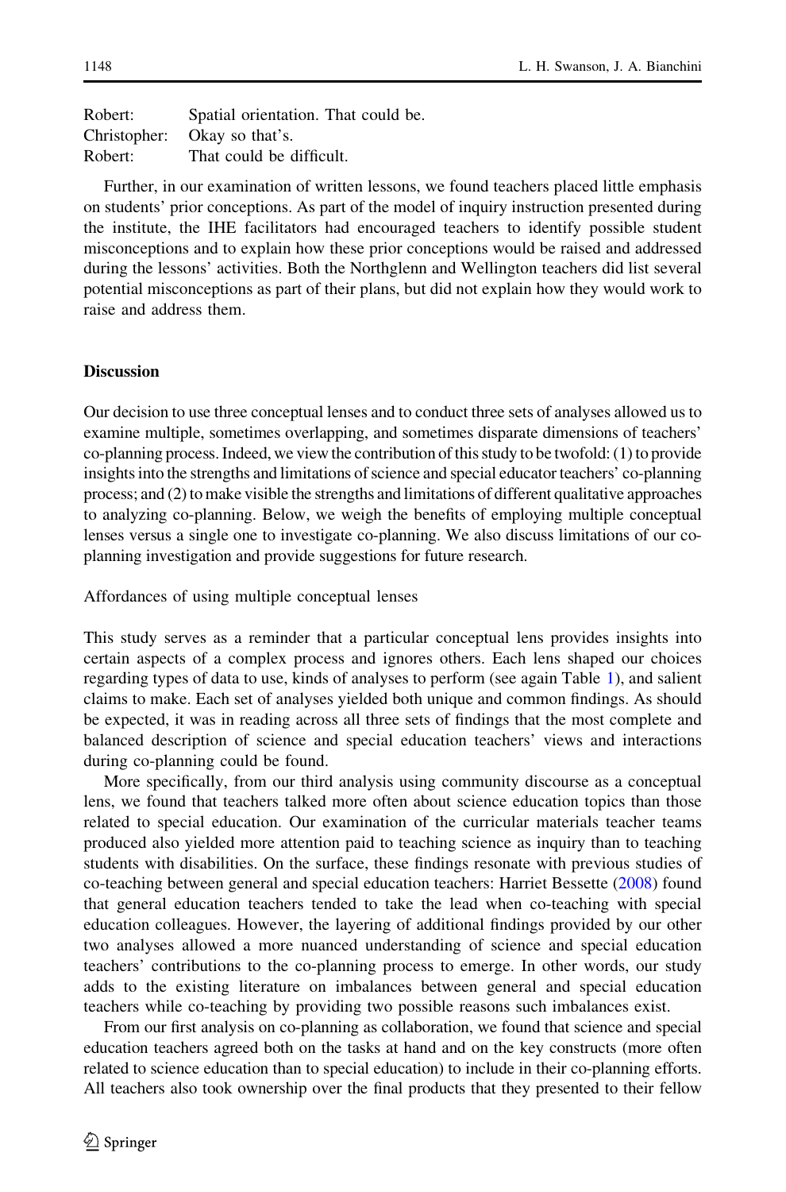Robert: Spatial orientation. That could be.
Christopher: Okay so that's.
Robert: That could be difficult.

Further, in our examination of written lessons, we found teachers placed little emphasis on students' prior conceptions. As part of the model of inquiry instruction presented during the institute, the IHE facilitators had encouraged teachers to identify possible student misconceptions and to explain how these prior conceptions would be raised and addressed during the lessons' activities. Both the Northglenn and Wellington teachers did list several potential misconceptions as part of their plans, but did not explain how they would work to raise and address them.

## Discussion

Our decision to use three conceptual lenses and to conduct three sets of analyses allowed us to examine multiple, sometimes overlapping, and sometimes disparate dimensions of teachers' co-planning process. Indeed, we view the contribution of this study to be twofold: (1) to provide insights into the strengths and limitations of science and special educator teachers' co-planning process; and (2) to make visible the strengths and limitations of different qualitative approaches to analyzing co-planning. Below, we weigh the benefits of employing multiple conceptual lenses versus a single one to investigate co-planning. We also discuss limitations of our co-planning investigation and provide suggestions for future research.

### Affordances of using multiple conceptual lenses

This study serves as a reminder that a particular conceptual lens provides insights into certain aspects of a complex process and ignores others. Each lens shaped our choices regarding types of data to use, kinds of analyses to perform (see again Table 1), and salient claims to make. Each set of analyses yielded both unique and common findings. As should be expected, it was in reading across all three sets of findings that the most complete and balanced description of science and special education teachers' views and interactions during co-planning could be found.

More specifically, from our third analysis using community discourse as a conceptual lens, we found that teachers talked more often about science education topics than those related to special education. Our examination of the curricular materials teacher teams produced also yielded more attention paid to teaching science as inquiry than to teaching students with disabilities. On the surface, these findings resonate with previous studies of co-teaching between general and special education teachers: Harriet Bessette (2008) found that general education teachers tended to take the lead when co-teaching with special education colleagues. However, the layering of additional findings provided by our other two analyses allowed a more nuanced understanding of science and special education teachers' contributions to the co-planning process to emerge. In other words, our study adds to the existing literature on imbalances between general and special education teachers while co-teaching by providing two possible reasons such imbalances exist.

From our first analysis on co-planning as collaboration, we found that science and special education teachers agreed both on the tasks at hand and on the key constructs (more often related to science education than to special education) to include in their co-planning efforts. All teachers also took ownership over the final products that they presented to their fellow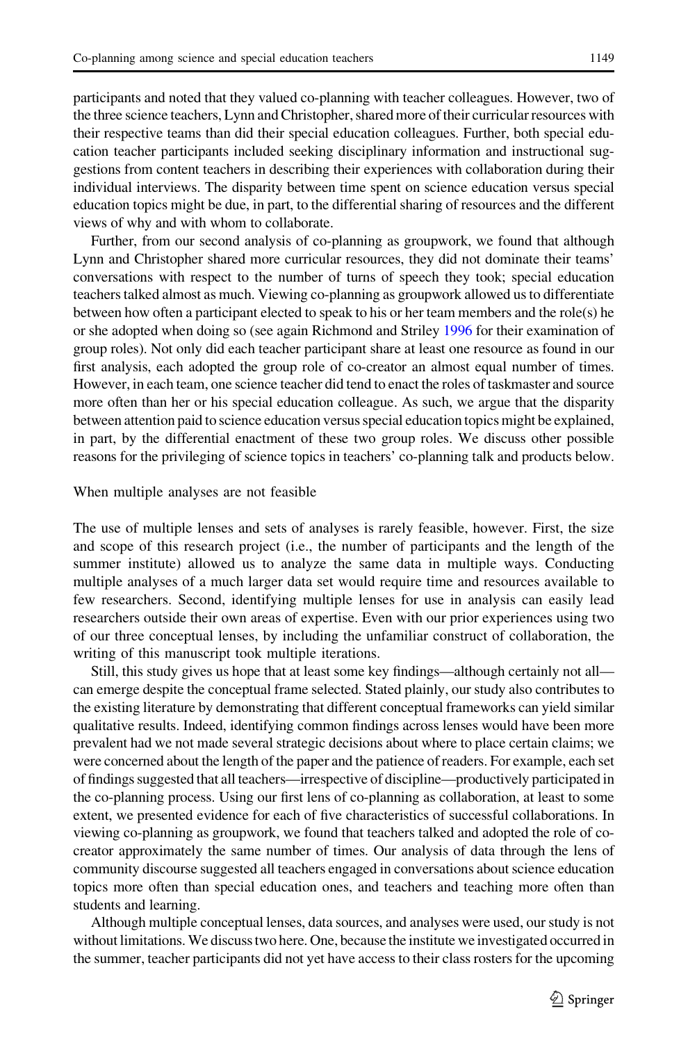participants and noted that they valued co-planning with teacher colleagues. However, two of the three science teachers, Lynn and Christopher, shared more of their curricular resources with their respective teams than did their special education colleagues. Further, both special education teacher participants included seeking disciplinary information and instructional suggestions from content teachers in describing their experiences with collaboration during their individual interviews. The disparity between time spent on science education versus special education topics might be due, in part, to the differential sharing of resources and the different views of why and with whom to collaborate.

Further, from our second analysis of co-planning as groupwork, we found that although Lynn and Christopher shared more curricular resources, they did not dominate their teams' conversations with respect to the number of turns of speech they took; special education teachers talked almost as much. Viewing co-planning as groupwork allowed us to differentiate between how often a participant elected to speak to his or her team members and the role(s) he or she adopted when doing so (see again Richmond and Striley 1996 for their examination of group roles). Not only did each teacher participant share at least one resource as found in our first analysis, each adopted the group role of co-creator an almost equal number of times. However, in each team, one science teacher did tend to enact the roles of taskmaster and source more often than her or his special education colleague. As such, we argue that the disparity between attention paid to science education versus special education topics might be explained, in part, by the differential enactment of these two group roles. We discuss other possible reasons for the privileging of science topics in teachers' co-planning talk and products below.

### When multiple analyses are not feasible

The use of multiple lenses and sets of analyses is rarely feasible, however. First, the size and scope of this research project (i.e., the number of participants and the length of the summer institute) allowed us to analyze the same data in multiple ways. Conducting multiple analyses of a much larger data set would require time and resources available to few researchers. Second, identifying multiple lenses for use in analysis can easily lead researchers outside their own areas of expertise. Even with our prior experiences using two of our three conceptual lenses, by including the unfamiliar construct of collaboration, the writing of this manuscript took multiple iterations.

Still, this study gives us hope that at least some key findings—although certainly not all—can emerge despite the conceptual frame selected. Stated plainly, our study also contributes to the existing literature by demonstrating that different conceptual frameworks can yield similar qualitative results. Indeed, identifying common findings across lenses would have been more prevalent had we not made several strategic decisions about where to place certain claims; we were concerned about the length of the paper and the patience of readers. For example, each set of findings suggested that all teachers—irrespective of discipline—productively participated in the co-planning process. Using our first lens of co-planning as collaboration, at least to some extent, we presented evidence for each of five characteristics of successful collaborations. In viewing co-planning as groupwork, we found that teachers talked and adopted the role of co-creator approximately the same number of times. Our analysis of data through the lens of community discourse suggested all teachers engaged in conversations about science education topics more often than special education ones, and teachers and teaching more often than students and learning.

Although multiple conceptual lenses, data sources, and analyses were used, our study is not without limitations. We discuss two here. One, because the institute we investigated occurred in the summer, teacher participants did not yet have access to their class rosters for the upcoming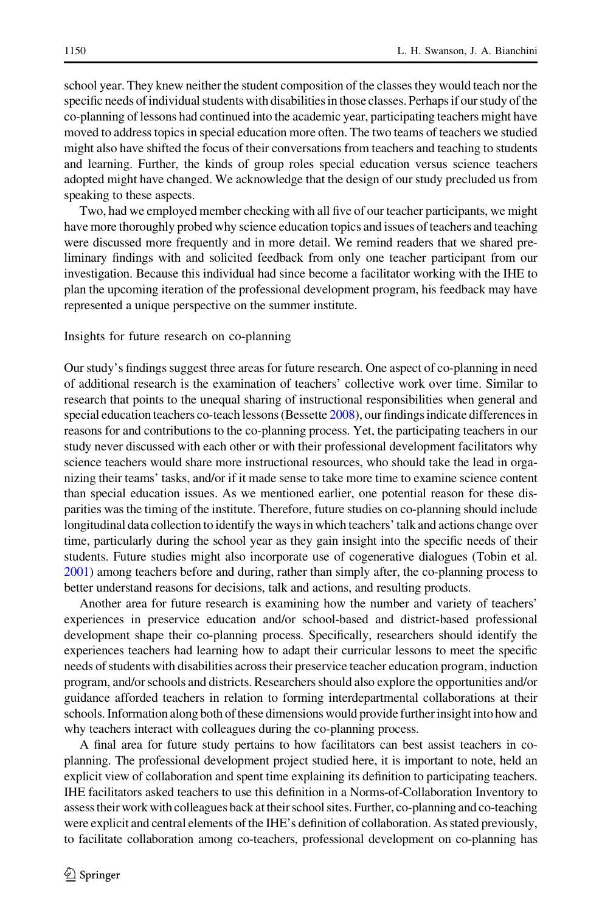school year. They knew neither the student composition of the classes they would teach nor the specific needs of individual students with disabilities in those classes. Perhaps if our study of the co-planning of lessons had continued into the academic year, participating teachers might have moved to address topics in special education more often. The two teams of teachers we studied might also have shifted the focus of their conversations from teachers and teaching to students and learning. Further, the kinds of group roles special education versus science teachers adopted might have changed. We acknowledge that the design of our study precluded us from speaking to these aspects.

Two, had we employed member checking with all five of our teacher participants, we might have more thoroughly probed why science education topics and issues of teachers and teaching were discussed more frequently and in more detail. We remind readers that we shared preliminary findings with and solicited feedback from only one teacher participant from our investigation. Because this individual had since become a facilitator working with the IHE to plan the upcoming iteration of the professional development program, his feedback may have represented a unique perspective on the summer institute.

### Insights for future research on co-planning

Our study's findings suggest three areas for future research. One aspect of co-planning in need of additional research is the examination of teachers' collective work over time. Similar to research that points to the unequal sharing of instructional responsibilities when general and special education teachers co-teach lessons (Bessette 2008), our findings indicate differences in reasons for and contributions to the co-planning process. Yet, the participating teachers in our study never discussed with each other or with their professional development facilitators why science teachers would share more instructional resources, who should take the lead in organizing their teams' tasks, and/or if it made sense to take more time to examine science content than special education issues. As we mentioned earlier, one potential reason for these disparities was the timing of the institute. Therefore, future studies on co-planning should include longitudinal data collection to identify the ways in which teachers' talk and actions change over time, particularly during the school year as they gain insight into the specific needs of their students. Future studies might also incorporate use of cogenerative dialogues (Tobin et al. 2001) among teachers before and during, rather than simply after, the co-planning process to better understand reasons for decisions, talk and actions, and resulting products.

Another area for future research is examining how the number and variety of teachers' experiences in preservice education and/or school-based and district-based professional development shape their co-planning process. Specifically, researchers should identify the experiences teachers had learning how to adapt their curricular lessons to meet the specific needs of students with disabilities across their preservice teacher education program, induction program, and/or schools and districts. Researchers should also explore the opportunities and/or guidance afforded teachers in relation to forming interdepartmental collaborations at their schools. Information along both of these dimensions would provide further insight into how and why teachers interact with colleagues during the co-planning process.

A final area for future study pertains to how facilitators can best assist teachers in co-planning. The professional development project studied here, it is important to note, held an explicit view of collaboration and spent time explaining its definition to participating teachers. IHE facilitators asked teachers to use this definition in a Norms-of-Collaboration Inventory to assess their work with colleagues back at their school sites. Further, co-planning and co-teaching were explicit and central elements of the IHE's definition of collaboration. As stated previously, to facilitate collaboration among co-teachers, professional development on co-planning has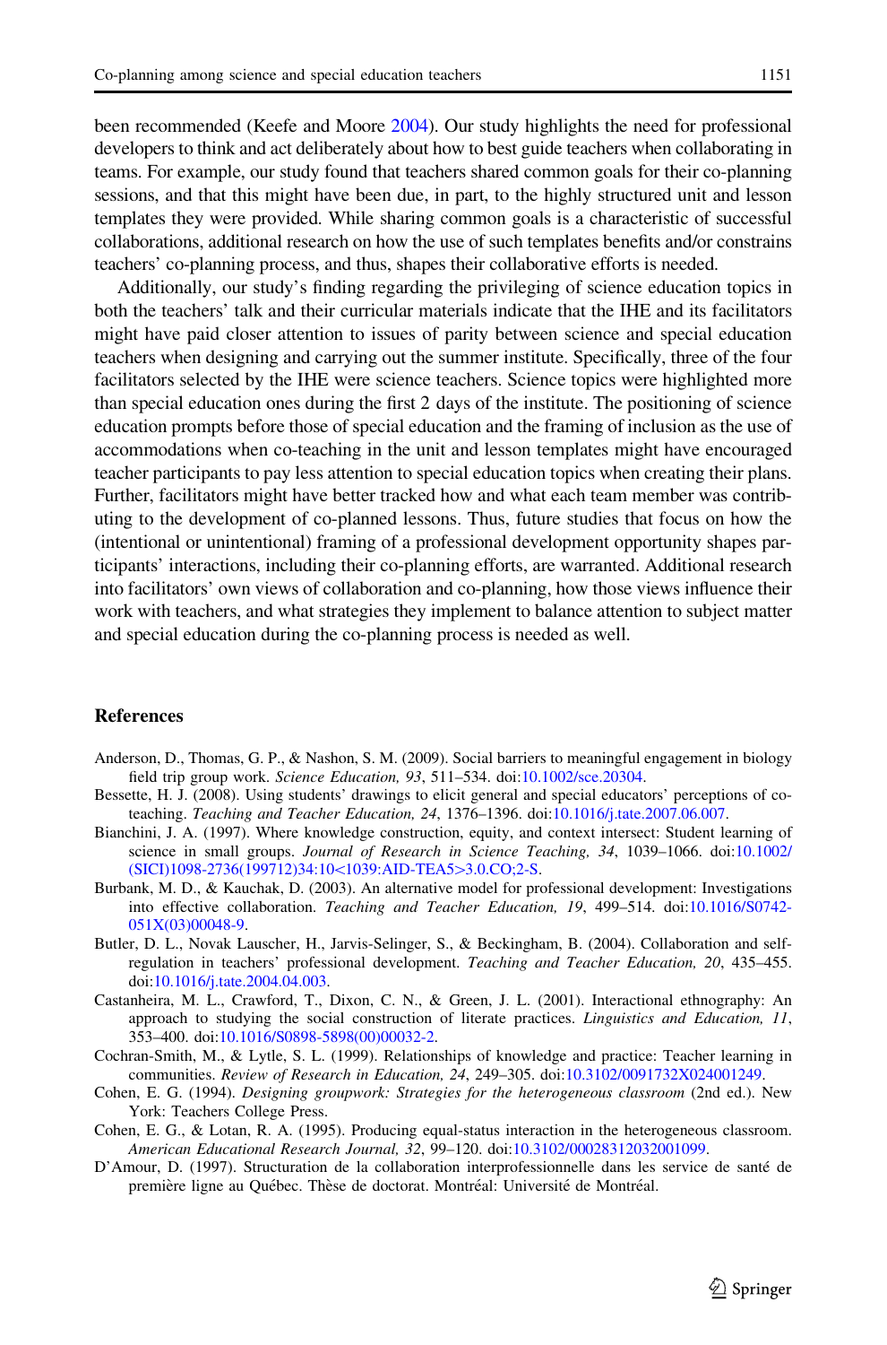been recommended (Keefe and Moore 2004). Our study highlights the need for professional developers to think and act deliberately about how to best guide teachers when collaborating in teams. For example, our study found that teachers shared common goals for their co-planning sessions, and that this might have been due, in part, to the highly structured unit and lesson templates they were provided. While sharing common goals is a characteristic of successful collaborations, additional research on how the use of such templates benefits and/or constrains teachers' co-planning process, and thus, shapes their collaborative efforts is needed.

Additionally, our study's finding regarding the privileging of science education topics in both the teachers' talk and their curricular materials indicate that the IHE and its facilitators might have paid closer attention to issues of parity between science and special education teachers when designing and carrying out the summer institute. Specifically, three of the four facilitators selected by the IHE were science teachers. Science topics were highlighted more than special education ones during the first 2 days of the institute. The positioning of science education prompts before those of special education and the framing of inclusion as the use of accommodations when co-teaching in the unit and lesson templates might have encouraged teacher participants to pay less attention to special education topics when creating their plans. Further, facilitators might have better tracked how and what each team member was contributing to the development of co-planned lessons. Thus, future studies that focus on how the (intentional or unintentional) framing of a professional development opportunity shapes participants' interactions, including their co-planning efforts, are warranted. Additional research into facilitators' own views of collaboration and co-planning, how those views influence their work with teachers, and what strategies they implement to balance attention to subject matter and special education during the co-planning process is needed as well.

## References

Anderson, D., Thomas, G. P., & Nashon, S. M. (2009). Social barriers to meaningful engagement in biology field trip group work. *Science Education, 93*, 511–534. doi:10.1002/sce.20304.

Bessette, H. J. (2008). Using students' drawings to elicit general and special educators' perceptions of co-teaching. *Teaching and Teacher Education, 24*, 1376–1396. doi:10.1016/j.tate.2007.06.007.

Bianchini, J. A. (1997). Where knowledge construction, equity, and context intersect: Student learning of science in small groups. *Journal of Research in Science Teaching, 34*, 1039–1066. doi:10.1002/(SICI)1098-2736(199712)34:10<1039:AID-TEA5>3.0.CO;2-S.

Burbank, M. D., & Kauchak, D. (2003). An alternative model for professional development: Investigations into effective collaboration. *Teaching and Teacher Education, 19*, 499–514. doi:10.1016/S0742-051X(03)00048-9.

Butler, D. L., Novak Lauscher, H., Jarvis-Selinger, S., & Beckingham, B. (2004). Collaboration and self-regulation in teachers' professional development. *Teaching and Teacher Education, 20*, 435–455. doi:10.1016/j.tate.2004.04.003.

Castanheira, M. L., Crawford, T., Dixon, C. N., & Green, J. L. (2001). Interactional ethnography: An approach to studying the social construction of literate practices. *Linguistics and Education, 11*, 353–400. doi:10.1016/S0898-5898(00)00032-2.

Cochran-Smith, M., & Lytle, S. L. (1999). Relationships of knowledge and practice: Teacher learning in communities. *Review of Research in Education, 24*, 249–305. doi:10.3102/0091732X024001249.

Cohen, E. G. (1994). *Designing groupwork: Strategies for the heterogeneous classroom* (2nd ed.). New York: Teachers College Press.

Cohen, E. G., & Lotan, R. A. (1995). Producing equal-status interaction in the heterogeneous classroom. *American Educational Research Journal, 32*, 99–120. doi:10.3102/00028312032001099.

D'Amour, D. (1997). Structuration de la collaboration interprofessionnelle dans les service de santé de première ligne au Québec. Thèse de doctorat. Montréal: Université de Montréal.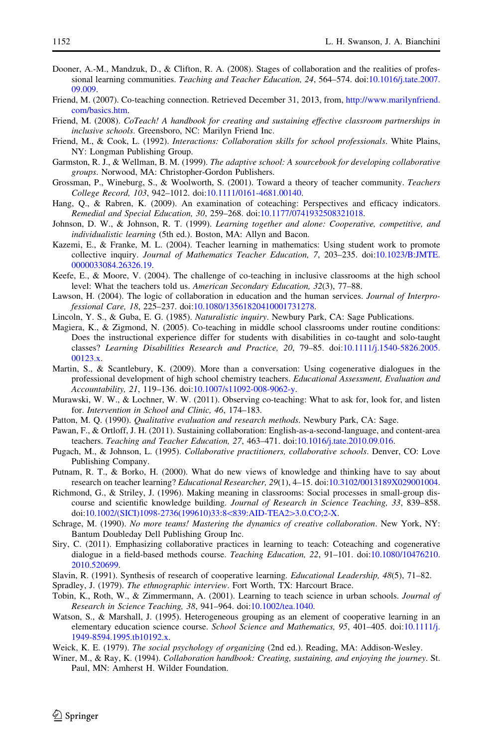Dooner, A.-M., Mandzuk, D., & Clifton, R. A. (2008). Stages of collaboration and the realities of professional learning communities. *Teaching and Teacher Education, 24*, 564–574. doi:10.1016/j.tate.2007.09.009.

Friend, M. (2007). Co-teaching connection. Retrieved December 31, 2013, from, http://www.marilynfriend.com/basics.htm.

Friend, M. (2008). *CoTeach! A handbook for creating and sustaining effective classroom partnerships in inclusive schools*. Greensboro, NC: Marilyn Friend Inc.

Friend, M., & Cook, L. (1992). *Interactions: Collaboration skills for school professionals*. White Plains, NY: Longman Publishing Group.

Garmston, R. J., & Wellman, B. M. (1999). *The adaptive school: A sourcebook for developing collaborative groups*. Norwood, MA: Christopher-Gordon Publishers.

Grossman, P., Wineburg, S., & Woolworth, S. (2001). Toward a theory of teacher community. *Teachers College Record, 103*, 942–1012. doi:10.1111/0161-4681.00140.

Hang, Q., & Rabren, K. (2009). An examination of coteaching: Perspectives and efficacy indicators. *Remedial and Special Education, 30*, 259–268. doi:10.1177/0741932508321018.

Johnson, D. W., & Johnson, R. T. (1999). *Learning together and alone: Cooperative, competitive, and individualistic learning* (5th ed.). Boston, MA: Allyn and Bacon.

Kazemi, E., & Franke, M. L. (2004). Teacher learning in mathematics: Using student work to promote collective inquiry. *Journal of Mathematics Teacher Education, 7*, 203–235. doi:10.1023/B:JMTE.0000033084.26326.19.

Keefe, E., & Moore, V. (2004). The challenge of co-teaching in inclusive classrooms at the high school level: What the teachers told us. *American Secondary Education, 32*(3), 77–88.

Lawson, H. (2004). The logic of collaboration in education and the human services. *Journal of Interprofessional Care, 18*, 225–237. doi:10.1080/13561820410001731278.

Lincoln, Y. S., & Guba, E. G. (1985). *Naturalistic inquiry*. Newbury Park, CA: Sage Publications.

Magiera, K., & Zigmond, N. (2005). Co-teaching in middle school classrooms under routine conditions: Does the instructional experience differ for students with disabilities in co-taught and solo-taught classes? *Learning Disabilities Research and Practice, 20*, 79–85. doi:10.1111/j.1540-5826.2005.00123.x.

Martin, S., & Scantlebury, K. (2009). More than a conversation: Using cogenerative dialogues in the professional development of high school chemistry teachers. *Educational Assessment, Evaluation and Accountability, 21*, 119–136. doi:10.1007/s11092-008-9062-y.

Murawski, W. W., & Lochner, W. W. (2011). Observing co-teaching: What to ask for, look for, and listen for. *Intervention in School and Clinic, 46*, 174–183.

Patton, M. Q. (1990). *Qualitative evaluation and research methods*. Newbury Park, CA: Sage.

Pawan, F., & Ortloff, J. H. (2011). Sustaining collaboration: English-as-a-second-language, and content-area teachers. *Teaching and Teacher Education, 27*, 463–471. doi:10.1016/j.tate.2010.09.016.

Pugach, M., & Johnson, L. (1995). *Collaborative practitioners, collaborative schools*. Denver, CO: Love Publishing Company.

Putnam, R. T., & Borko, H. (2000). What do new views of knowledge and thinking have to say about research on teacher learning? *Educational Researcher, 29*(1), 4–15. doi:10.3102/0013189X029001004.

Richmond, G., & Striley, J. (1996). Making meaning in classrooms: Social processes in small-group discourse and scientific knowledge building. *Journal of Research in Science Teaching, 33*, 839–858. doi:10.1002/(SICI)1098-2736(199610)33:8<839:AID-TEA2>3.0.CO;2-X.

Schrage, M. (1990). *No more teams! Mastering the dynamics of creative collaboration*. New York, NY: Bantum Doubleday Dell Publishing Group Inc.

Siry, C. (2011). Emphasizing collaborative practices in learning to teach: Coteaching and cogenerative dialogue in a field-based methods course. *Teaching Education, 22*, 91–101. doi:10.1080/10476210.2010.520699.

Slavin, R. (1991). Synthesis of research of cooperative learning. *Educational Leadership, 48*(5), 71–82.

Spradley, J. (1979). *The ethnographic interview*. Fort Worth, TX: Harcourt Brace.

Tobin, K., Roth, W., & Zimmermann, A. (2001). Learning to teach science in urban schools. *Journal of Research in Science Teaching, 38*, 941–964. doi:10.1002/tea.1040.

Watson, S., & Marshall, J. (1995). Heterogeneous grouping as an element of cooperative learning in an elementary education science course. *School Science and Mathematics, 95*, 401–405. doi:10.1111/j.1949-8594.1995.tb10192.x.

Weick, K. E. (1979). *The social psychology of organizing* (2nd ed.). Reading, MA: Addison-Wesley.

Winer, M., & Ray, K. (1994). *Collaboration handbook: Creating, sustaining, and enjoying the journey*. St. Paul, MN: Amherst H. Wilder Foundation.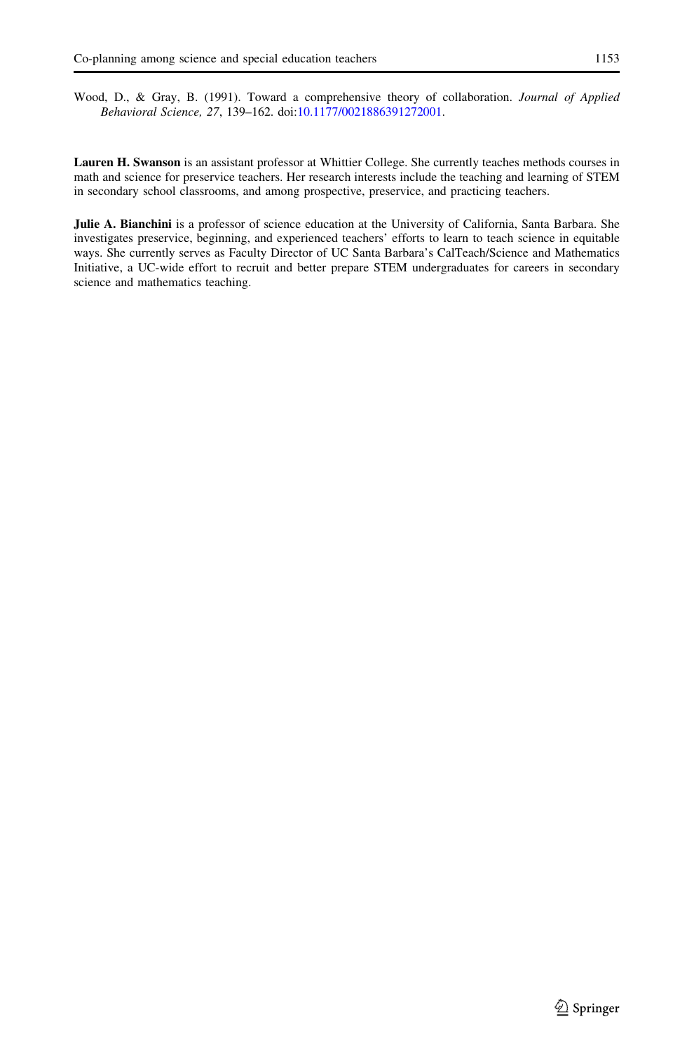Wood, D., & Gray, B. (1991). Toward a comprehensive theory of collaboration. *Journal of Applied Behavioral Science, 27*, 139–162. doi:10.1177/0021886391272001.

**Lauren H. Swanson** is an assistant professor at Whittier College. She currently teaches methods courses in math and science for preservice teachers. Her research interests include the teaching and learning of STEM in secondary school classrooms, and among prospective, preservice, and practicing teachers.

**Julie A. Bianchini** is a professor of science education at the University of California, Santa Barbara. She investigates preservice, beginning, and experienced teachers' efforts to learn to teach science in equitable ways. She currently serves as Faculty Director of UC Santa Barbara's CalTeach/Science and Mathematics Initiative, a UC-wide effort to recruit and better prepare STEM undergraduates for careers in secondary science and mathematics teaching.